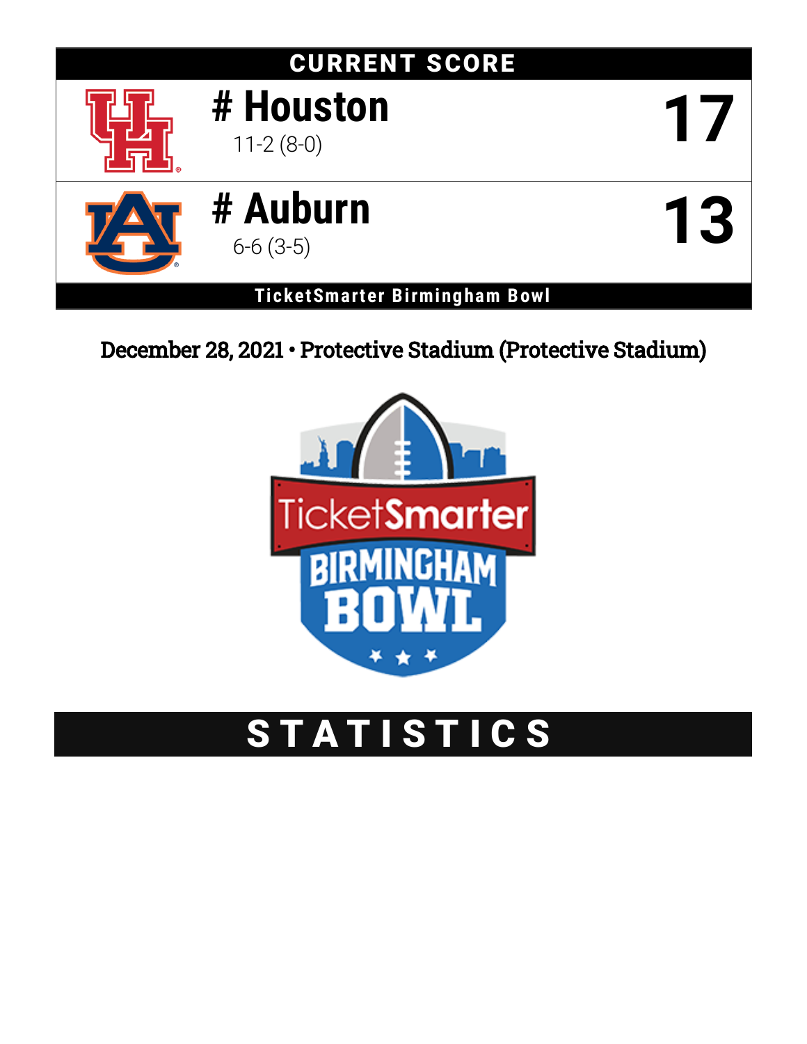## CURRENT SCORE

| | Team | Score |
|---|---|---|
| | # Houston<br>11-2 (8-0) | 17 |
| | # Auburn<br>6-6 (3-5) | 13 |

**TicketSmarter Birmingham Bowl**

December 28, 2021 • Protective Stadium (Protective Stadium)

# STATISTICS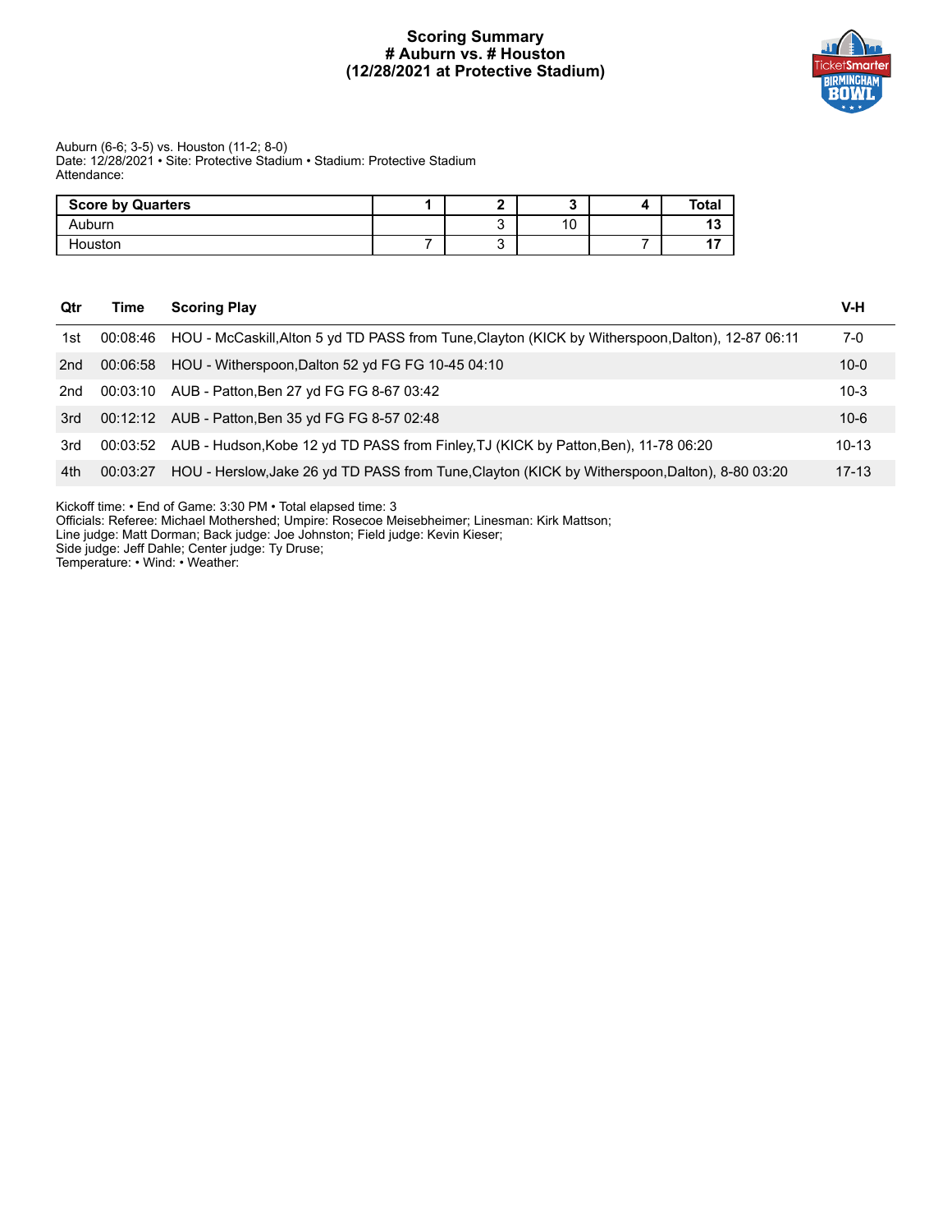# Scoring Summary
## # Auburn vs. # Houston
## (12/28/2021 at Protective Stadium)

Auburn (6-6; 3-5) vs. Houston (11-2; 8-0)
Date: 12/28/2021 • Site: Protective Stadium • Stadium: Protective Stadium
Attendance:

| Score by Quarters | 1 | 2 | 3 | 4 | Total |
|---|---|---|---|---|---|
| Auburn | | 3 | 10 | | **13** |
| Houston | 7 | 3 | | 7 | **17** |

| Qtr | Time | Scoring Play | V-H |
|---|---|---|---|
| 1st | 00:08:46 | HOU - McCaskill,Alton 5 yd TD PASS from Tune,Clayton (KICK by Witherspoon,Dalton), 12-87 06:11 | 7-0 |
| 2nd | 00:06:58 | HOU - Witherspoon,Dalton 52 yd FG FG 10-45 04:10 | 10-0 |
| 2nd | 00:03:10 | AUB - Patton,Ben 27 yd FG FG 8-67 03:42 | 10-3 |
| 3rd | 00:12:12 | AUB - Patton,Ben 35 yd FG FG 8-57 02:48 | 10-6 |
| 3rd | 00:03:52 | AUB - Hudson,Kobe 12 yd TD PASS from Finley,TJ (KICK by Patton,Ben), 11-78 06:20 | 10-13 |
| 4th | 00:03:27 | HOU - Herslow,Jake 26 yd TD PASS from Tune,Clayton (KICK by Witherspoon,Dalton), 8-80 03:20 | 17-13 |

Kickoff time: • End of Game: 3:30 PM • Total elapsed time: 3
Officials: Referee: Michael Mothershed; Umpire: Rosecoe Meisebheimer; Linesman: Kirk Mattson;
Line judge: Matt Dorman; Back judge: Joe Johnston; Field judge: Kevin Kieser;
Side judge: Jeff Dahle; Center judge: Ty Druse;
Temperature: • Wind: • Weather: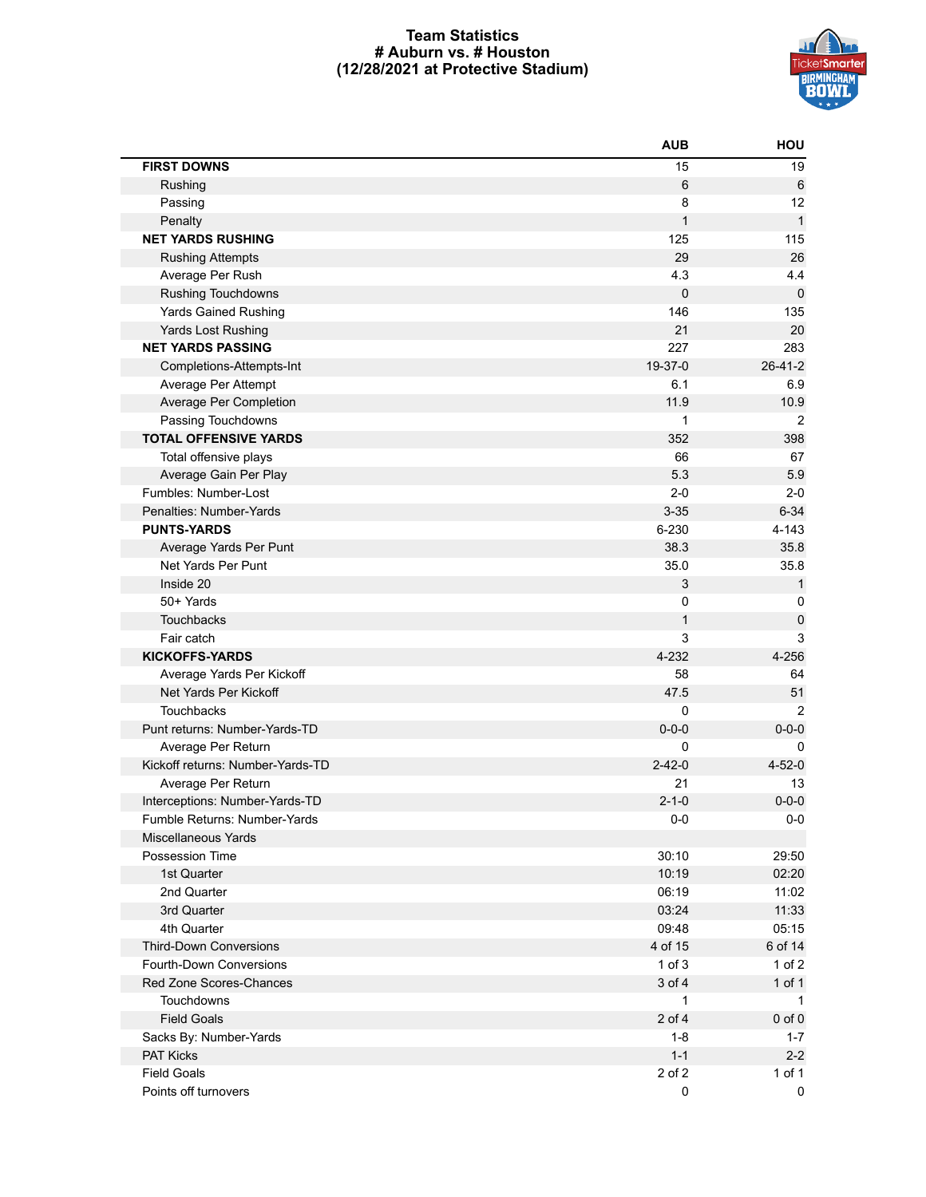# Team Statistics
# # Auburn vs. # Houston
# (12/28/2021 at Protective Stadium)

| | AUB | HOU |
|---|---|---|
| **FIRST DOWNS** | 15 | 19 |
| Rushing | 6 | 6 |
| Passing | 8 | 12 |
| Penalty | 1 | 1 |
| **NET YARDS RUSHING** | 125 | 115 |
| Rushing Attempts | 29 | 26 |
| Average Per Rush | 4.3 | 4.4 |
| Rushing Touchdowns | 0 | 0 |
| Yards Gained Rushing | 146 | 135 |
| Yards Lost Rushing | 21 | 20 |
| **NET YARDS PASSING** | 227 | 283 |
| Completions-Attempts-Int | 19-37-0 | 26-41-2 |
| Average Per Attempt | 6.1 | 6.9 |
| Average Per Completion | 11.9 | 10.9 |
| Passing Touchdowns | 1 | 2 |
| **TOTAL OFFENSIVE YARDS** | 352 | 398 |
| Total offensive plays | 66 | 67 |
| Average Gain Per Play | 5.3 | 5.9 |
| Fumbles: Number-Lost | 2-0 | 2-0 |
| Penalties: Number-Yards | 3-35 | 6-34 |
| **PUNTS-YARDS** | 6-230 | 4-143 |
| Average Yards Per Punt | 38.3 | 35.8 |
| Net Yards Per Punt | 35.0 | 35.8 |
| Inside 20 | 3 | 1 |
| 50+ Yards | 0 | 0 |
| Touchbacks | 1 | 0 |
| Fair catch | 3 | 3 |
| **KICKOFFS-YARDS** | 4-232 | 4-256 |
| Average Yards Per Kickoff | 58 | 64 |
| Net Yards Per Kickoff | 47.5 | 51 |
| Touchbacks | 0 | 2 |
| Punt returns: Number-Yards-TD | 0-0-0 | 0-0-0 |
| Average Per Return | 0 | 0 |
| Kickoff returns: Number-Yards-TD | 2-42-0 | 4-52-0 |
| Average Per Return | 21 | 13 |
| Interceptions: Number-Yards-TD | 2-1-0 | 0-0-0 |
| Fumble Returns: Number-Yards | 0-0 | 0-0 |
| Miscellaneous Yards | | |
| Possession Time | 30:10 | 29:50 |
| 1st Quarter | 10:19 | 02:20 |
| 2nd Quarter | 06:19 | 11:02 |
| 3rd Quarter | 03:24 | 11:33 |
| 4th Quarter | 09:48 | 05:15 |
| Third-Down Conversions | 4 of 15 | 6 of 14 |
| Fourth-Down Conversions | 1 of 3 | 1 of 2 |
| Red Zone Scores-Chances | 3 of 4 | 1 of 1 |
| Touchdowns | 1 | 1 |
| Field Goals | 2 of 4 | 0 of 0 |
| Sacks By: Number-Yards | 1-8 | 1-7 |
| PAT Kicks | 1-1 | 2-2 |
| Field Goals | 2 of 2 | 1 of 1 |
| Points off turnovers | 0 | 0 |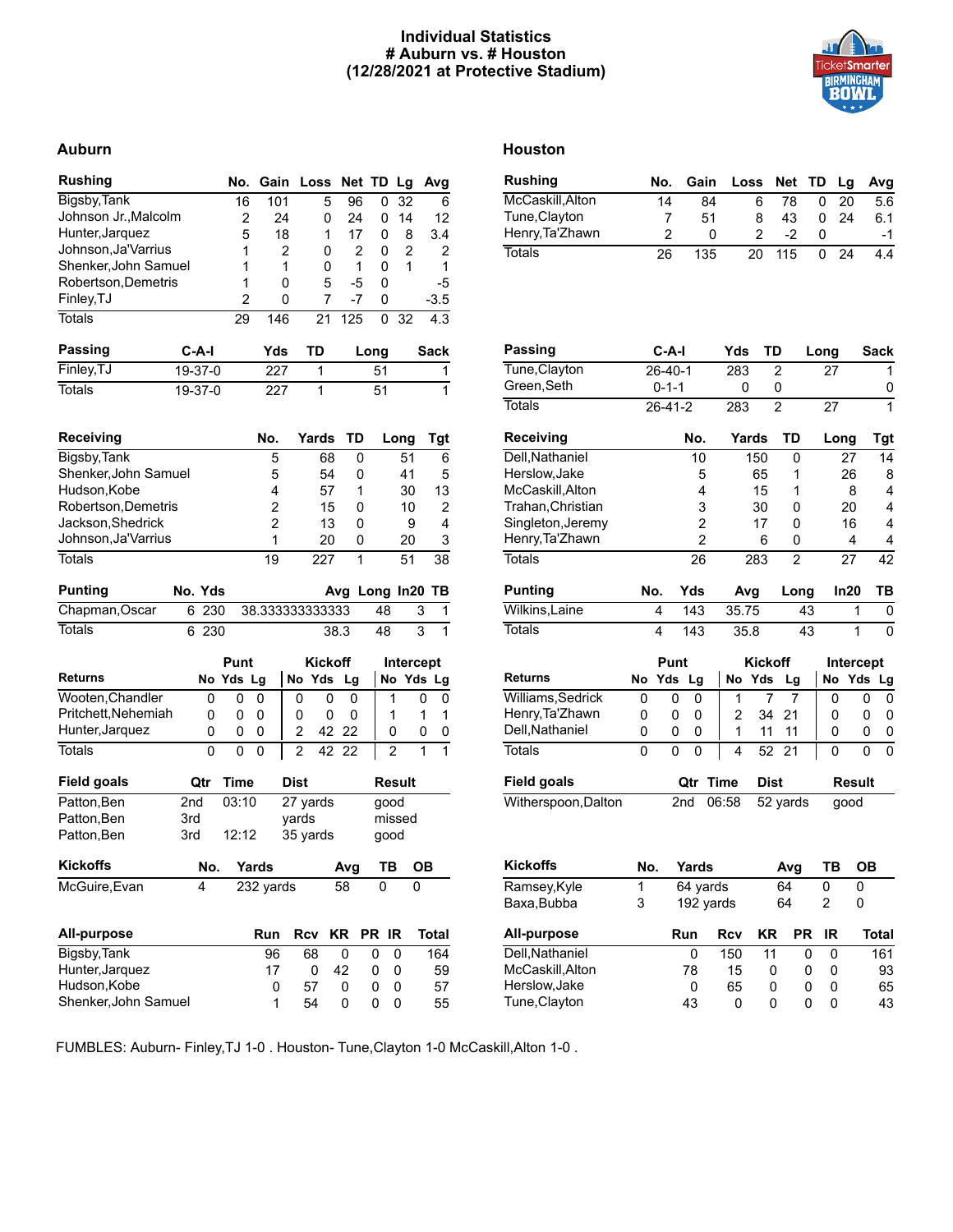# Individual Statistics
## # Auburn vs. # Houston
## (12/28/2021 at Protective Stadium)

## Auburn

| Rushing | No. | Gain | Loss | Net | TD | Lg | Avg |
|---|---|---|---|---|---|---|---|
| Bigsby,Tank | 16 | 101 | 5 | 96 | 0 | 32 | 6 |
| Johnson Jr.,Malcolm | 2 | 24 | 0 | 24 | 0 | 14 | 12 |
| Hunter,Jarquez | 5 | 18 | 1 | 17 | 0 | 8 | 3.4 |
| Johnson,Ja'Varrius | 1 | 2 | 0 | 2 | 0 | 2 | 2 |
| Shenker,John Samuel | 1 | 1 | 0 | 1 | 0 | 1 | 1 |
| Robertson,Demetris | 1 | 0 | 5 | -5 | 0 | | -5 |
| Finley,TJ | 2 | 0 | 7 | -7 | 0 | | -3.5 |
| Totals | 29 | 146 | 21 | 125 | 0 | 32 | 4.3 |

| Passing | C-A-I | Yds | TD | Long | Sack |
|---|---|---|---|---|---|
| Finley,TJ | 19-37-0 | 227 | 1 | 51 | 1 |
| Totals | 19-37-0 | 227 | 1 | 51 | 1 |

| Receiving | No. | Yards | TD | Long | Tgt |
|---|---|---|---|---|---|
| Bigsby,Tank | 5 | 68 | 0 | 51 | 6 |
| Shenker,John Samuel | 5 | 54 | 0 | 41 | 5 |
| Hudson,Kobe | 4 | 57 | 1 | 30 | 13 |
| Robertson,Demetris | 2 | 15 | 0 | 10 | 2 |
| Jackson,Shedrick | 2 | 13 | 0 | 9 | 4 |
| Johnson,Ja'Varrius | 1 | 20 | 0 | 20 | 3 |
| Totals | 19 | 227 | 1 | 51 | 38 |

| Punting | No. | Yds | Avg | Long | In20 | TB |
|---|---|---|---|---|---|---|
| Chapman,Oscar | 6 | 230 | 38.333333333333 | 48 | 3 | 1 |
| Totals | 6 | 230 | 38.3 | 48 | 3 | 1 |

| Returns | Punt | | | Kickoff | | | Intercept | | |
|---|---|---|---|---|---|---|---|---|---|
| | No | Yds | Lg | No | Yds | Lg | No | Yds | Lg |
| Wooten,Chandler | 0 | 0 | 0 | 0 | 0 | 0 | 1 | 0 | 0 |
| Pritchett,Nehemiah | 0 | 0 | 0 | 0 | 0 | 0 | 1 | 1 | 1 |
| Hunter,Jarquez | 0 | 0 | 0 | 2 | 42 | 22 | 0 | 0 | 0 |
| Totals | 0 | 0 | 0 | 2 | 42 | 22 | 2 | 1 | 1 |

| Field goals | Qtr | Time | Dist | Result |
|---|---|---|---|---|
| Patton,Ben | 2nd | 03:10 | 27 yards | good |
| Patton,Ben | 3rd | | yards | missed |
| Patton,Ben | 3rd | 12:12 | 35 yards | good |

| Kickoffs | No. | Yards | Avg | TB | OB |
|---|---|---|---|---|---|
| McGuire,Evan | 4 | 232 yards | 58 | 0 | 0 |

| All-purpose | Run | Rcv | KR | PR | IR | Total |
|---|---|---|---|---|---|---|
| Bigsby,Tank | 96 | 68 | 0 | 0 | 0 | 164 |
| Hunter,Jarquez | 17 | 0 | 42 | 0 | 0 | 59 |
| Hudson,Kobe | 0 | 57 | 0 | 0 | 0 | 57 |
| Shenker,John Samuel | 1 | 54 | 0 | 0 | 0 | 55 |

## Houston

| Rushing | No. | Gain | Loss | Net | TD | Lg | Avg |
|---|---|---|---|---|---|---|---|
| McCaskill,Alton | 14 | 84 | 6 | 78 | 0 | 20 | 5.6 |
| Tune,Clayton | 7 | 51 | 8 | 43 | 0 | 24 | 6.1 |
| Henry,Ta'Zhawn | 2 | 0 | 2 | -2 | 0 | | -1 |
| Totals | 26 | 135 | 20 | 115 | 0 | 24 | 4.4 |

| Passing | C-A-I | Yds | TD | Long | Sack |
|---|---|---|---|---|---|
| Tune,Clayton | 26-40-1 | 283 | 2 | 27 | 1 |
| Green,Seth | 0-1-1 | 0 | 0 | | 0 |
| Totals | 26-41-2 | 283 | 2 | 27 | 1 |

| Receiving | No. | Yards | TD | Long | Tgt |
|---|---|---|---|---|---|
| Dell,Nathaniel | 10 | 150 | 0 | 27 | 14 |
| Herslow,Jake | 5 | 65 | 1 | 26 | 8 |
| McCaskill,Alton | 4 | 15 | 1 | 8 | 4 |
| Trahan,Christian | 3 | 30 | 0 | 20 | 4 |
| Singleton,Jeremy | 2 | 17 | 0 | 16 | 4 |
| Henry,Ta'Zhawn | 2 | 6 | 0 | 4 | 4 |
| Totals | 26 | 283 | 2 | 27 | 42 |

| Punting | No. | Yds | Avg | Long | In20 | TB |
|---|---|---|---|---|---|---|
| Wilkins,Laine | 4 | 143 | 35.75 | 43 | 1 | 0 |
| Totals | 4 | 143 | 35.8 | 43 | 1 | 0 |

| Returns | Punt | | | Kickoff | | | Intercept | | |
|---|---|---|---|---|---|---|---|---|---|
| | No | Yds | Lg | No | Yds | Lg | No | Yds | Lg |
| Williams,Sedrick | 0 | 0 | 0 | 1 | 7 | 7 | 0 | 0 | 0 |
| Henry,Ta'Zhawn | 0 | 0 | 0 | 2 | 34 | 21 | 0 | 0 | 0 |
| Dell,Nathaniel | 0 | 0 | 0 | 1 | 11 | 11 | 0 | 0 | 0 |
| Totals | 0 | 0 | 0 | 4 | 52 | 21 | 0 | 0 | 0 |

| Field goals | Qtr | Time | Dist | Result |
|---|---|---|---|---|
| Witherspoon,Dalton | 2nd | 06:58 | 52 yards | good |

| Kickoffs | No. | Yards | Avg | TB | OB |
|---|---|---|---|---|---|
| Ramsey,Kyle | 1 | 64 yards | 64 | 0 | 0 |
| Baxa,Bubba | 3 | 192 yards | 64 | 2 | 0 |

| All-purpose | Run | Rcv | KR | PR | IR | Total |
|---|---|---|---|---|---|---|
| Dell,Nathaniel | 0 | 150 | 11 | 0 | 0 | 161 |
| McCaskill,Alton | 78 | 15 | 0 | 0 | 0 | 93 |
| Herslow,Jake | 0 | 65 | 0 | 0 | 0 | 65 |
| Tune,Clayton | 43 | 0 | 0 | 0 | 0 | 43 |

FUMBLES: Auburn- Finley,TJ 1-0 . Houston- Tune,Clayton 1-0 McCaskill,Alton 1-0 .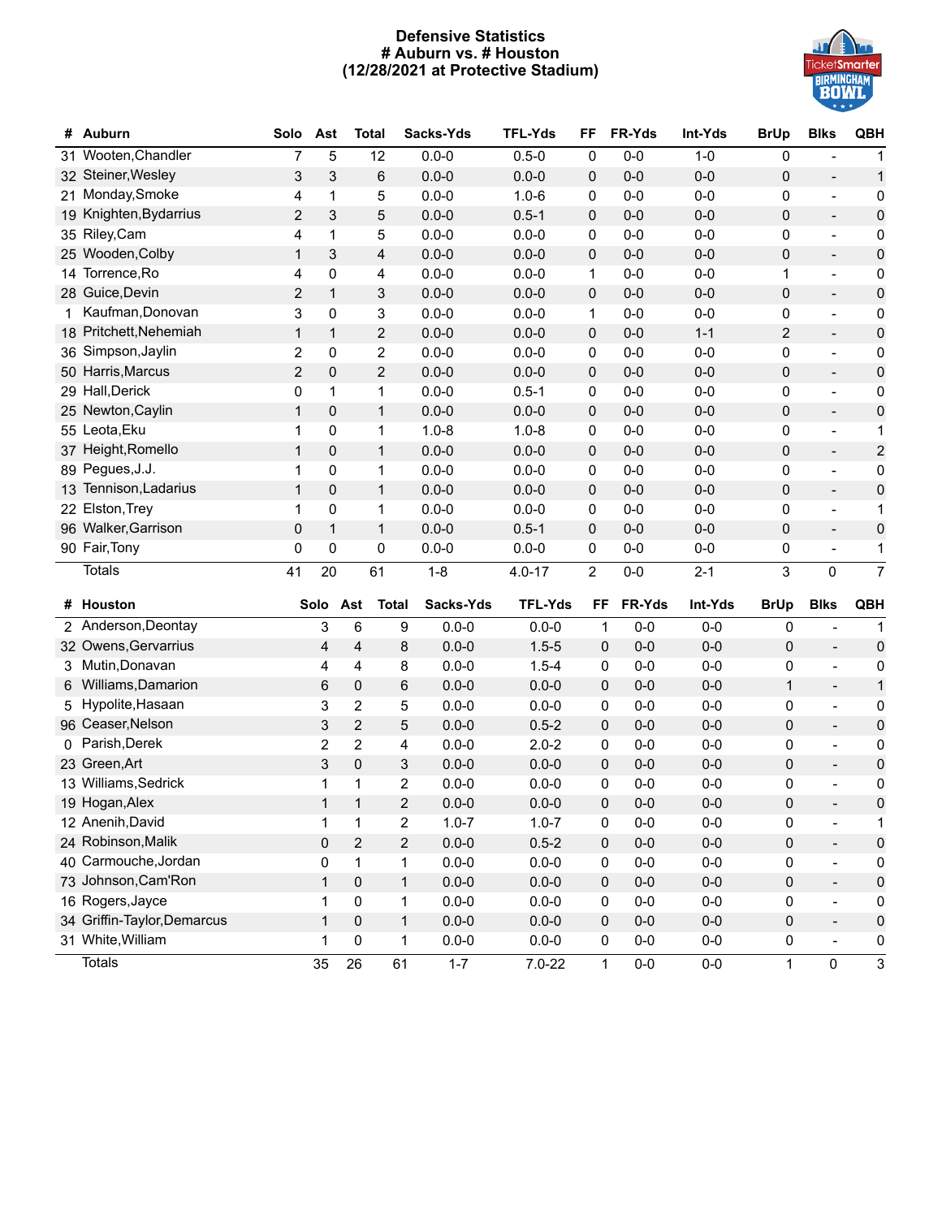# Defensive Statistics
## # Auburn vs. # Houston
### (12/28/2021 at Protective Stadium)

| # | Auburn | Solo | Ast | Total | Sacks-Yds | TFL-Yds | FF | FR-Yds | Int-Yds | BrUp | Blks | QBH |
|---|---|---|---|---|---|---|---|---|---|---|---|---|
| 31 | Wooten,Chandler | 7 | 5 | 12 | 0.0-0 | 0.5-0 | 0 | 0-0 | 1-0 | 0 | - | 1 |
| 32 | Steiner,Wesley | 3 | 3 | 6 | 0.0-0 | 0.0-0 | 0 | 0-0 | 0-0 | 0 | - | 1 |
| 21 | Monday,Smoke | 4 | 1 | 5 | 0.0-0 | 1.0-6 | 0 | 0-0 | 0-0 | 0 | - | 0 |
| 19 | Knighten,Bydarrius | 2 | 3 | 5 | 0.0-0 | 0.5-1 | 0 | 0-0 | 0-0 | 0 | - | 0 |
| 35 | Riley,Cam | 4 | 1 | 5 | 0.0-0 | 0.0-0 | 0 | 0-0 | 0-0 | 0 | - | 0 |
| 25 | Wooden,Colby | 1 | 3 | 4 | 0.0-0 | 0.0-0 | 0 | 0-0 | 0-0 | 0 | - | 0 |
| 14 | Torrence,Ro | 4 | 0 | 4 | 0.0-0 | 0.0-0 | 1 | 0-0 | 0-0 | 1 | - | 0 |
| 28 | Guice,Devin | 2 | 1 | 3 | 0.0-0 | 0.0-0 | 0 | 0-0 | 0-0 | 0 | - | 0 |
| 1 | Kaufman,Donovan | 3 | 0 | 3 | 0.0-0 | 0.0-0 | 1 | 0-0 | 0-0 | 0 | - | 0 |
| 18 | Pritchett,Nehemiah | 1 | 1 | 2 | 0.0-0 | 0.0-0 | 0 | 0-0 | 1-1 | 2 | - | 0 |
| 36 | Simpson,Jaylin | 2 | 0 | 2 | 0.0-0 | 0.0-0 | 0 | 0-0 | 0-0 | 0 | - | 0 |
| 50 | Harris,Marcus | 2 | 0 | 2 | 0.0-0 | 0.0-0 | 0 | 0-0 | 0-0 | 0 | - | 0 |
| 29 | Hall,Derick | 0 | 1 | 1 | 0.0-0 | 0.5-1 | 0 | 0-0 | 0-0 | 0 | - | 0 |
| 25 | Newton,Caylin | 1 | 0 | 1 | 0.0-0 | 0.0-0 | 0 | 0-0 | 0-0 | 0 | - | 0 |
| 55 | Leota,Eku | 1 | 0 | 1 | 1.0-8 | 1.0-8 | 0 | 0-0 | 0-0 | 0 | - | 1 |
| 37 | Height,Romello | 1 | 0 | 1 | 0.0-0 | 0.0-0 | 0 | 0-0 | 0-0 | 0 | - | 2 |
| 89 | Pegues,J.J. | 1 | 0 | 1 | 0.0-0 | 0.0-0 | 0 | 0-0 | 0-0 | 0 | - | 0 |
| 13 | Tennison,Ladarius | 1 | 0 | 1 | 0.0-0 | 0.0-0 | 0 | 0-0 | 0-0 | 0 | - | 0 |
| 22 | Elston,Trey | 1 | 0 | 1 | 0.0-0 | 0.0-0 | 0 | 0-0 | 0-0 | 0 | - | 1 |
| 96 | Walker,Garrison | 0 | 1 | 1 | 0.0-0 | 0.5-1 | 0 | 0-0 | 0-0 | 0 | - | 0 |
| 90 | Fair,Tony | 0 | 0 | 0 | 0.0-0 | 0.0-0 | 0 | 0-0 | 0-0 | 0 | - | 1 |
| | Totals | 41 | 20 | 61 | 1-8 | 4.0-17 | 2 | 0-0 | 2-1 | 3 | 0 | 7 |

| # | Houston | Solo | Ast | Total | Sacks-Yds | TFL-Yds | FF | FR-Yds | Int-Yds | BrUp | Blks | QBH |
|---|---|---|---|---|---|---|---|---|---|---|---|---|
| 2 | Anderson,Deontay | 3 | 6 | 9 | 0.0-0 | 0.0-0 | 1 | 0-0 | 0-0 | 0 | - | 1 |
| 32 | Owens,Gervarrius | 4 | 4 | 8 | 0.0-0 | 1.5-5 | 0 | 0-0 | 0-0 | 0 | - | 0 |
| 3 | Mutin,Donavan | 4 | 4 | 8 | 0.0-0 | 1.5-4 | 0 | 0-0 | 0-0 | 0 | - | 0 |
| 6 | Williams,Damarion | 6 | 0 | 6 | 0.0-0 | 0.0-0 | 0 | 0-0 | 0-0 | 1 | - | 1 |
| 5 | Hypolite,Hasaan | 3 | 2 | 5 | 0.0-0 | 0.0-0 | 0 | 0-0 | 0-0 | 0 | - | 0 |
| 96 | Ceaser,Nelson | 3 | 2 | 5 | 0.0-0 | 0.5-2 | 0 | 0-0 | 0-0 | 0 | - | 0 |
| 0 | Parish,Derek | 2 | 2 | 4 | 0.0-0 | 2.0-2 | 0 | 0-0 | 0-0 | 0 | - | 0 |
| 23 | Green,Art | 3 | 0 | 3 | 0.0-0 | 0.0-0 | 0 | 0-0 | 0-0 | 0 | - | 0 |
| 13 | Williams,Sedrick | 1 | 1 | 2 | 0.0-0 | 0.0-0 | 0 | 0-0 | 0-0 | 0 | - | 0 |
| 19 | Hogan,Alex | 1 | 1 | 2 | 0.0-0 | 0.0-0 | 0 | 0-0 | 0-0 | 0 | - | 0 |
| 12 | Anenih,David | 1 | 1 | 2 | 1.0-7 | 1.0-7 | 0 | 0-0 | 0-0 | 0 | - | 1 |
| 24 | Robinson,Malik | 0 | 2 | 2 | 0.0-0 | 0.5-2 | 0 | 0-0 | 0-0 | 0 | - | 0 |
| 40 | Carmouche,Jordan | 0 | 1 | 1 | 0.0-0 | 0.0-0 | 0 | 0-0 | 0-0 | 0 | - | 0 |
| 73 | Johnson,Cam'Ron | 1 | 0 | 1 | 0.0-0 | 0.0-0 | 0 | 0-0 | 0-0 | 0 | - | 0 |
| 16 | Rogers,Jayce | 1 | 0 | 1 | 0.0-0 | 0.0-0 | 0 | 0-0 | 0-0 | 0 | - | 0 |
| 34 | Griffin-Taylor,Demarcus | 1 | 0 | 1 | 0.0-0 | 0.0-0 | 0 | 0-0 | 0-0 | 0 | - | 0 |
| 31 | White,William | 1 | 0 | 1 | 0.0-0 | 0.0-0 | 0 | 0-0 | 0-0 | 0 | - | 0 |
| | Totals | 35 | 26 | 61 | 1-7 | 7.0-22 | 1 | 0-0 | 0-0 | 1 | 0 | 3 |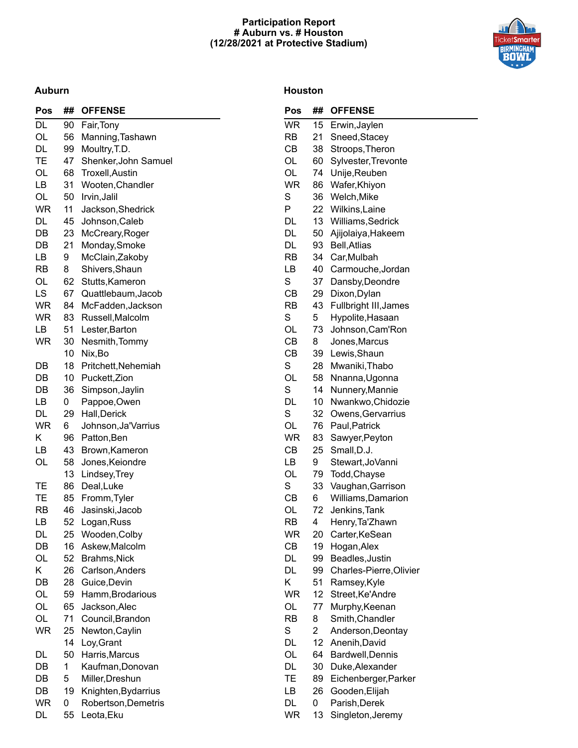# Participation Report
## # Auburn vs. # Houston
## (12/28/2021 at Protective Stadium)

### Auburn

| Pos | ## | OFFENSE |
|---|---|---|
| DL | 90 | Fair,Tony |
| OL | 56 | Manning,Tashawn |
| DL | 99 | Moultry,T.D. |
| TE | 47 | Shenker,John Samuel |
| OL | 68 | Troxell,Austin |
| LB | 31 | Wooten,Chandler |
| OL | 50 | Irvin,Jalil |
| WR | 11 | Jackson,Shedrick |
| DL | 45 | Johnson,Caleb |
| DB | 23 | McCreary,Roger |
| DB | 21 | Monday,Smoke |
| LB | 9 | McClain,Zakoby |
| RB | 8 | Shivers,Shaun |
| OL | 62 | Stutts,Kameron |
| LS | 67 | Quattlebaum,Jacob |
| WR | 84 | McFadden,Jackson |
| WR | 83 | Russell,Malcolm |
| LB | 51 | Lester,Barton |
| WR | 30 | Nesmith,Tommy |
| | 10 | Nix,Bo |
| DB | 18 | Pritchett,Nehemiah |
| DB | 10 | Puckett,Zion |
| DB | 36 | Simpson,Jaylin |
| LB | 0 | Pappoe,Owen |
| DL | 29 | Hall,Derick |
| WR | 6 | Johnson,Ja'Varrius |
| K | 96 | Patton,Ben |
| LB | 43 | Brown,Kameron |
| OL | 58 | Jones,Keiondre |
| | 13 | Lindsey,Trey |
| TE | 86 | Deal,Luke |
| TE | 85 | Fromm,Tyler |
| RB | 46 | Jasinski,Jacob |
| LB | 52 | Logan,Russ |
| DL | 25 | Wooden,Colby |
| DB | 16 | Askew,Malcolm |
| OL | 52 | Brahms,Nick |
| K | 26 | Carlson,Anders |
| DB | 28 | Guice,Devin |
| OL | 59 | Hamm,Brodarious |
| OL | 65 | Jackson,Alec |
| OL | 71 | Council,Brandon |
| WR | 25 | Newton,Caylin |
| | 14 | Loy,Grant |
| DL | 50 | Harris,Marcus |
| DB | 1 | Kaufman,Donovan |
| DB | 5 | Miller,Dreshun |
| DB | 19 | Knighten,Bydarrius |
| WR | 0 | Robertson,Demetris |
| DL | 55 | Leota,Eku |

### Houston

| Pos | ## | OFFENSE |
|---|---|---|
| WR | 15 | Erwin,Jaylen |
| RB | 21 | Sneed,Stacey |
| CB | 38 | Stroops,Theron |
| OL | 60 | Sylvester,Trevonte |
| OL | 74 | Unije,Reuben |
| WR | 86 | Wafer,Khiyon |
| S | 36 | Welch,Mike |
| P | 22 | Wilkins,Laine |
| DL | 13 | Williams,Sedrick |
| DL | 50 | Ajijolaiya,Hakeem |
| DL | 93 | Bell,Atlias |
| RB | 34 | Car,Mulbah |
| LB | 40 | Carmouche,Jordan |
| S | 37 | Dansby,Deondre |
| CB | 29 | Dixon,Dylan |
| RB | 43 | Fullbright III,James |
| S | 5 | Hypolite,Hasaan |
| OL | 73 | Johnson,Cam'Ron |
| CB | 8 | Jones,Marcus |
| CB | 39 | Lewis,Shaun |
| S | 28 | Mwaniki,Thabo |
| OL | 58 | Nnanna,Ugonna |
| S | 14 | Nunnery,Mannie |
| DL | 10 | Nwankwo,Chidozie |
| S | 32 | Owens,Gervarrius |
| OL | 76 | Paul,Patrick |
| WR | 83 | Sawyer,Peyton |
| CB | 25 | Small,D.J. |
| LB | 9 | Stewart,JoVanni |
| OL | 79 | Todd,Chayse |
| S | 33 | Vaughan,Garrison |
| CB | 6 | Williams,Damarion |
| OL | 72 | Jenkins,Tank |
| RB | 4 | Henry,Ta'Zhawn |
| WR | 20 | Carter,KeSean |
| CB | 19 | Hogan,Alex |
| DL | 99 | Beadles,Justin |
| DL | 99 | Charles-Pierre,Olivier |
| K | 51 | Ramsey,Kyle |
| WR | 12 | Street,Ke'Andre |
| OL | 77 | Murphy,Keenan |
| RB | 8 | Smith,Chandler |
| S | 2 | Anderson,Deontay |
| DL | 12 | Anenih,David |
| OL | 64 | Bardwell,Dennis |
| DL | 30 | Duke,Alexander |
| TE | 89 | Eichenberger,Parker |
| LB | 26 | Gooden,Elijah |
| DL | 0 | Parish,Derek |
| WR | 13 | Singleton,Jeremy |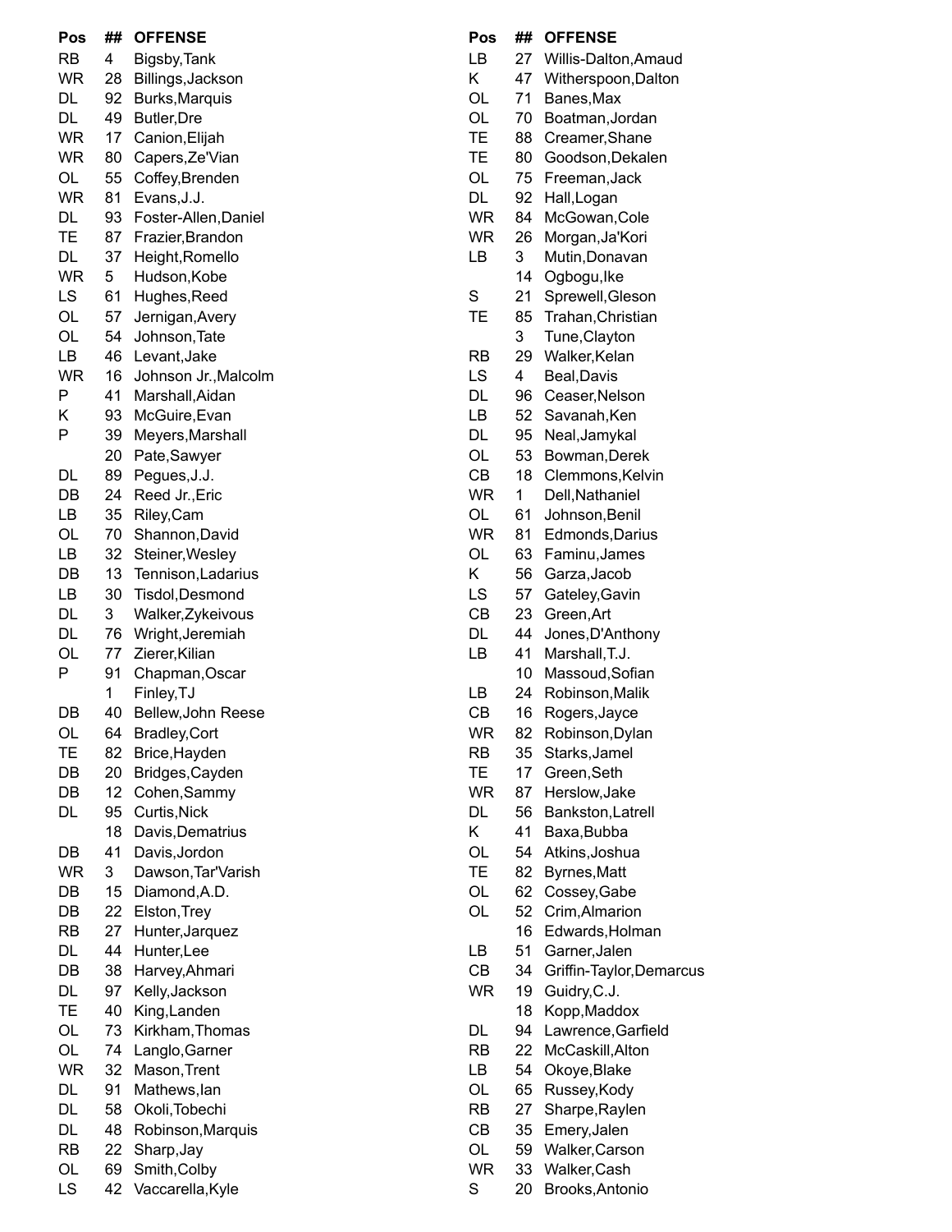| Pos | ## | OFFENSE |
|---|---|---|
| RB | 4 | Bigsby,Tank |
| WR | 28 | Billings,Jackson |
| DL | 92 | Burks,Marquis |
| DL | 49 | Butler,Dre |
| WR | 17 | Canion,Elijah |
| WR | 80 | Capers,Ze'Vian |
| OL | 55 | Coffey,Brenden |
| WR | 81 | Evans,J.J. |
| DL | 93 | Foster-Allen,Daniel |
| TE | 87 | Frazier,Brandon |
| DL | 37 | Height,Romello |
| WR | 5 | Hudson,Kobe |
| LS | 61 | Hughes,Reed |
| OL | 57 | Jernigan,Avery |
| OL | 54 | Johnson,Tate |
| LB | 46 | Levant,Jake |
| WR | 16 | Johnson Jr.,Malcolm |
| P | 41 | Marshall,Aidan |
| K | 93 | McGuire,Evan |
| P | 39 | Meyers,Marshall |
| | 20 | Pate,Sawyer |
| DL | 89 | Pegues,J.J. |
| DB | 24 | Reed Jr.,Eric |
| LB | 35 | Riley,Cam |
| OL | 70 | Shannon,David |
| LB | 32 | Steiner,Wesley |
| DB | 13 | Tennison,Ladarius |
| LB | 30 | Tisdol,Desmond |
| DL | 3 | Walker,Zykeivous |
| DL | 76 | Wright,Jeremiah |
| OL | 77 | Zierer,Kilian |
| P | 91 | Chapman,Oscar |
| | 1 | Finley,TJ |
| DB | 40 | Bellew,John Reese |
| OL | 64 | Bradley,Cort |
| TE | 82 | Brice,Hayden |
| DB | 20 | Bridges,Cayden |
| DB | 12 | Cohen,Sammy |
| DL | 95 | Curtis,Nick |
| | 18 | Davis,Dematrius |
| DB | 41 | Davis,Jordon |
| WR | 3 | Dawson,Tar'Varish |
| DB | 15 | Diamond,A.D. |
| DB | 22 | Elston,Trey |
| RB | 27 | Hunter,Jarquez |
| DL | 44 | Hunter,Lee |
| DB | 38 | Harvey,Ahmari |
| DL | 97 | Kelly,Jackson |
| TE | 40 | King,Landen |
| OL | 73 | Kirkham,Thomas |
| OL | 74 | Langlo,Garner |
| WR | 32 | Mason,Trent |
| DL | 91 | Mathews,Ian |
| DL | 58 | Okoli,Tobechi |
| DL | 48 | Robinson,Marquis |
| RB | 22 | Sharp,Jay |
| OL | 69 | Smith,Colby |
| LS | 42 | Vaccarella,Kyle |

| Pos | ## | OFFENSE |
|---|---|---|
| LB | 27 | Willis-Dalton,Amaud |
| K | 47 | Witherspoon,Dalton |
| OL | 71 | Banes,Max |
| OL | 70 | Boatman,Jordan |
| TE | 88 | Creamer,Shane |
| TE | 80 | Goodson,Dekalen |
| OL | 75 | Freeman,Jack |
| DL | 92 | Hall,Logan |
| WR | 84 | McGowan,Cole |
| WR | 26 | Morgan,Ja'Kori |
| LB | 3 | Mutin,Donavan |
| | 14 | Ogbogu,Ike |
| S | 21 | Sprewell,Gleson |
| TE | 85 | Trahan,Christian |
| | 3 | Tune,Clayton |
| RB | 29 | Walker,Kelan |
| LS | 4 | Beal,Davis |
| DL | 96 | Ceaser,Nelson |
| LB | 52 | Savanah,Ken |
| DL | 95 | Neal,Jamykal |
| OL | 53 | Bowman,Derek |
| CB | 18 | Clemmons,Kelvin |
| WR | 1 | Dell,Nathaniel |
| OL | 61 | Johnson,Benil |
| WR | 81 | Edmonds,Darius |
| OL | 63 | Faminu,James |
| K | 56 | Garza,Jacob |
| LS | 57 | Gateley,Gavin |
| CB | 23 | Green,Art |
| DL | 44 | Jones,D'Anthony |
| LB | 41 | Marshall,T.J. |
| | 10 | Massoud,Sofian |
| LB | 24 | Robinson,Malik |
| CB | 16 | Rogers,Jayce |
| WR | 82 | Robinson,Dylan |
| RB | 35 | Starks,Jamel |
| TE | 17 | Green,Seth |
| WR | 87 | Herslow,Jake |
| DL | 56 | Bankston,Latrell |
| K | 41 | Baxa,Bubba |
| OL | 54 | Atkins,Joshua |
| TE | 82 | Byrnes,Matt |
| OL | 62 | Cossey,Gabe |
| OL | 52 | Crim,Almarion |
| | 16 | Edwards,Holman |
| LB | 51 | Garner,Jalen |
| CB | 34 | Griffin-Taylor,Demarcus |
| WR | 19 | Guidry,C.J. |
| | 18 | Kopp,Maddox |
| DL | 94 | Lawrence,Garfield |
| RB | 22 | McCaskill,Alton |
| LB | 54 | Okoye,Blake |
| OL | 65 | Russey,Kody |
| RB | 27 | Sharpe,Raylen |
| CB | 35 | Emery,Jalen |
| OL | 59 | Walker,Carson |
| WR | 33 | Walker,Cash |
| S | 20 | Brooks,Antonio |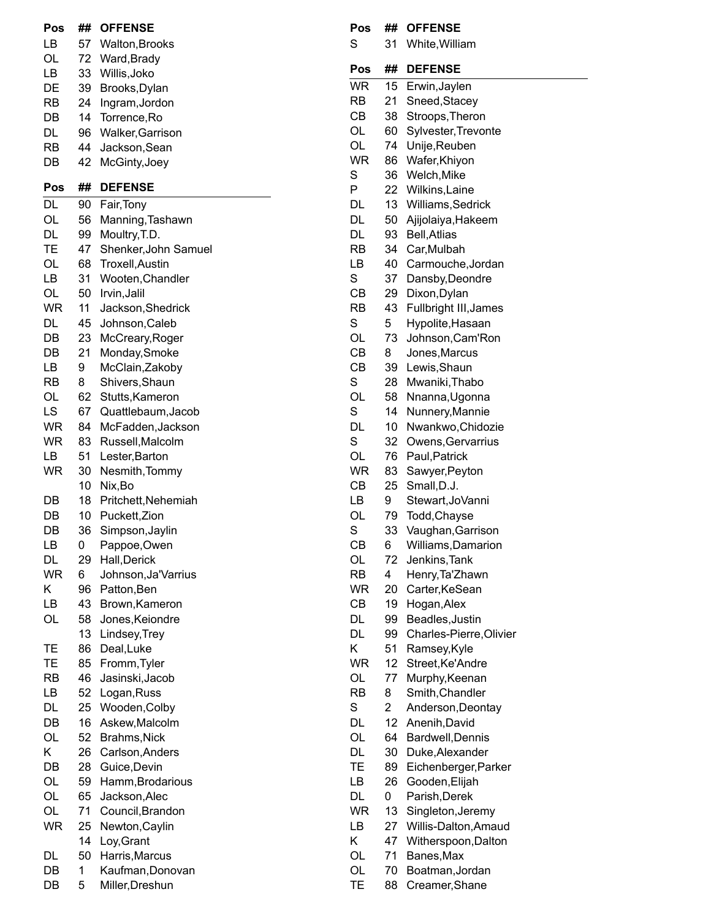| Pos | ## | OFFENSE |
|---|---|---|
| LB | 57 | Walton,Brooks |
| OL | 72 | Ward,Brady |
| LB | 33 | Willis,Joko |
| DE | 39 | Brooks,Dylan |
| RB | 24 | Ingram,Jordon |
| DB | 14 | Torrence,Ro |
| DL | 96 | Walker,Garrison |
| RB | 44 | Jackson,Sean |
| DB | 42 | McGinty,Joey |

| Pos | ## | DEFENSE |
|---|---|---|
| DL | 90 | Fair,Tony |
| OL | 56 | Manning,Tashawn |
| DL | 99 | Moultry,T.D. |
| TE | 47 | Shenker,John Samuel |
| OL | 68 | Troxell,Austin |
| LB | 31 | Wooten,Chandler |
| OL | 50 | Irvin,Jalil |
| WR | 11 | Jackson,Shedrick |
| DL | 45 | Johnson,Caleb |
| DB | 23 | McCreary,Roger |
| DB | 21 | Monday,Smoke |
| LB | 9 | McClain,Zakoby |
| RB | 8 | Shivers,Shaun |
| OL | 62 | Stutts,Kameron |
| LS | 67 | Quattlebaum,Jacob |
| WR | 84 | McFadden,Jackson |
| WR | 83 | Russell,Malcolm |
| LB | 51 | Lester,Barton |
| WR | 30 | Nesmith,Tommy |
| | 10 | Nix,Bo |
| DB | 18 | Pritchett,Nehemiah |
| DB | 10 | Puckett,Zion |
| DB | 36 | Simpson,Jaylin |
| LB | 0 | Pappoe,Owen |
| DL | 29 | Hall,Derick |
| WR | 6 | Johnson,Ja'Varrius |
| K | 96 | Patton,Ben |
| LB | 43 | Brown,Kameron |
| OL | 58 | Jones,Keiondre |
| | 13 | Lindsey,Trey |
| TE | 86 | Deal,Luke |
| TE | 85 | Fromm,Tyler |
| RB | 46 | Jasinski,Jacob |
| LB | 52 | Logan,Russ |
| DL | 25 | Wooden,Colby |
| DB | 16 | Askew,Malcolm |
| OL | 52 | Brahms,Nick |
| K | 26 | Carlson,Anders |
| DB | 28 | Guice,Devin |
| OL | 59 | Hamm,Brodarious |
| OL | 65 | Jackson,Alec |
| OL | 71 | Council,Brandon |
| WR | 25 | Newton,Caylin |
| | 14 | Loy,Grant |
| DL | 50 | Harris,Marcus |
| DB | 1 | Kaufman,Donovan |
| DB | 5 | Miller,Dreshun |

| Pos | ## | OFFENSE |
|---|---|---|
| S | 31 | White,William |

| Pos | ## | DEFENSE |
|---|---|---|
| WR | 15 | Erwin,Jaylen |
| RB | 21 | Sneed,Stacey |
| CB | 38 | Stroops,Theron |
| OL | 60 | Sylvester,Trevonte |
| OL | 74 | Unije,Reuben |
| WR | 86 | Wafer,Khiyon |
| S | 36 | Welch,Mike |
| P | 22 | Wilkins,Laine |
| DL | 13 | Williams,Sedrick |
| DL | 50 | Ajijolaiya,Hakeem |
| DL | 93 | Bell,Atlias |
| RB | 34 | Car,Mulbah |
| LB | 40 | Carmouche,Jordan |
| S | 37 | Dansby,Deondre |
| CB | 29 | Dixon,Dylan |
| RB | 43 | Fullbright III,James |
| S | 5 | Hypolite,Hasaan |
| OL | 73 | Johnson,Cam'Ron |
| CB | 8 | Jones,Marcus |
| CB | 39 | Lewis,Shaun |
| S | 28 | Mwaniki,Thabo |
| OL | 58 | Nnanna,Ugonna |
| S | 14 | Nunnery,Mannie |
| DL | 10 | Nwankwo,Chidozie |
| S | 32 | Owens,Gervarrius |
| OL | 76 | Paul,Patrick |
| WR | 83 | Sawyer,Peyton |
| CB | 25 | Small,D.J. |
| LB | 9 | Stewart,JoVanni |
| OL | 79 | Todd,Chayse |
| S | 33 | Vaughan,Garrison |
| CB | 6 | Williams,Damarion |
| OL | 72 | Jenkins,Tank |
| RB | 4 | Henry,Ta'Zhawn |
| WR | 20 | Carter,KeSean |
| CB | 19 | Hogan,Alex |
| DL | 99 | Beadles,Justin |
| DL | 99 | Charles-Pierre,Olivier |
| K | 51 | Ramsey,Kyle |
| WR | 12 | Street,Ke'Andre |
| OL | 77 | Murphy,Keenan |
| RB | 8 | Smith,Chandler |
| S | 2 | Anderson,Deontay |
| DL | 12 | Anenih,David |
| OL | 64 | Bardwell,Dennis |
| DL | 30 | Duke,Alexander |
| TE | 89 | Eichenberger,Parker |
| LB | 26 | Gooden,Elijah |
| DL | 0 | Parish,Derek |
| WR | 13 | Singleton,Jeremy |
| LB | 27 | Willis-Dalton,Amaud |
| K | 47 | Witherspoon,Dalton |
| OL | 71 | Banes,Max |
| OL | 70 | Boatman,Jordan |
| TE | 88 | Creamer,Shane |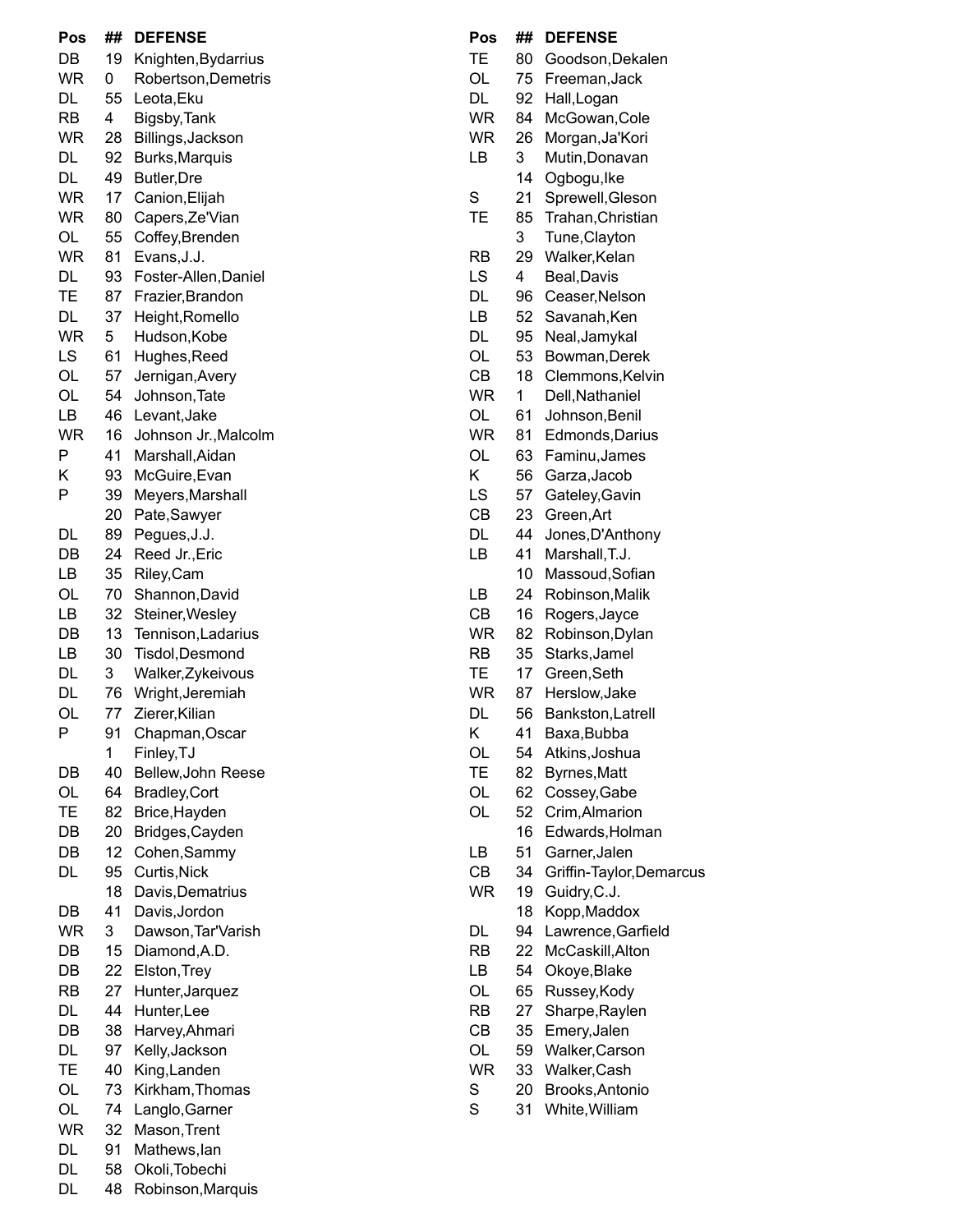| Pos | ## | DEFENSE |
|---|---|---|
| DB | 19 | Knighten,Bydarrius |
| WR | 0 | Robertson,Demetris |
| DL | 55 | Leota,Eku |
| RB | 4 | Bigsby,Tank |
| WR | 28 | Billings,Jackson |
| DL | 92 | Burks,Marquis |
| DL | 49 | Butler,Dre |
| WR | 17 | Canion,Elijah |
| WR | 80 | Capers,Ze'Vian |
| OL | 55 | Coffey,Brenden |
| WR | 81 | Evans,J.J. |
| DL | 93 | Foster-Allen,Daniel |
| TE | 87 | Frazier,Brandon |
| DL | 37 | Height,Romello |
| WR | 5 | Hudson,Kobe |
| LS | 61 | Hughes,Reed |
| OL | 57 | Jernigan,Avery |
| OL | 54 | Johnson,Tate |
| LB | 46 | Levant,Jake |
| WR | 16 | Johnson Jr.,Malcolm |
| P | 41 | Marshall,Aidan |
| K | 93 | McGuire,Evan |
| P | 39 | Meyers,Marshall |
|  | 20 | Pate,Sawyer |
| DL | 89 | Pegues,J.J. |
| DB | 24 | Reed Jr.,Eric |
| LB | 35 | Riley,Cam |
| OL | 70 | Shannon,David |
| LB | 32 | Steiner,Wesley |
| DB | 13 | Tennison,Ladarius |
| LB | 30 | Tisdol,Desmond |
| DL | 3 | Walker,Zykeivous |
| DL | 76 | Wright,Jeremiah |
| OL | 77 | Zierer,Kilian |
| P | 91 | Chapman,Oscar |
|  | 1 | Finley,TJ |
| DB | 40 | Bellew,John Reese |
| OL | 64 | Bradley,Cort |
| TE | 82 | Brice,Hayden |
| DB | 20 | Bridges,Cayden |
| DB | 12 | Cohen,Sammy |
| DL | 95 | Curtis,Nick |
|  | 18 | Davis,Dematrius |
| DB | 41 | Davis,Jordon |
| WR | 3 | Dawson,Tar'Varish |
| DB | 15 | Diamond,A.D. |
| DB | 22 | Elston,Trey |
| RB | 27 | Hunter,Jarquez |
| DL | 44 | Hunter,Lee |
| DB | 38 | Harvey,Ahmari |
| DL | 97 | Kelly,Jackson |
| TE | 40 | King,Landen |
| OL | 73 | Kirkham,Thomas |
| OL | 74 | Langlo,Garner |
| WR | 32 | Mason,Trent |
| DL | 91 | Mathews,Ian |
| DL | 58 | Okoli,Tobechi |
| DL | 48 | Robinson,Marquis |

| Pos | ## | DEFENSE |
|---|---|---|
| TE | 80 | Goodson,Dekalen |
| OL | 75 | Freeman,Jack |
| DL | 92 | Hall,Logan |
| WR | 84 | McGowan,Cole |
| WR | 26 | Morgan,Ja'Kori |
| LB | 3 | Mutin,Donavan |
|  | 14 | Ogbogu,Ike |
| S | 21 | Sprewell,Gleson |
| TE | 85 | Trahan,Christian |
|  | 3 | Tune,Clayton |
| RB | 29 | Walker,Kelan |
| LS | 4 | Beal,Davis |
| DL | 96 | Ceaser,Nelson |
| LB | 52 | Savanah,Ken |
| DL | 95 | Neal,Jamykal |
| OL | 53 | Bowman,Derek |
| CB | 18 | Clemmons,Kelvin |
| WR | 1 | Dell,Nathaniel |
| OL | 61 | Johnson,Benil |
| WR | 81 | Edmonds,Darius |
| OL | 63 | Faminu,James |
| K | 56 | Garza,Jacob |
| LS | 57 | Gateley,Gavin |
| CB | 23 | Green,Art |
| DL | 44 | Jones,D'Anthony |
| LB | 41 | Marshall,T.J. |
|  | 10 | Massoud,Sofian |
| LB | 24 | Robinson,Malik |
| CB | 16 | Rogers,Jayce |
| WR | 82 | Robinson,Dylan |
| RB | 35 | Starks,Jamel |
| TE | 17 | Green,Seth |
| WR | 87 | Herslow,Jake |
| DL | 56 | Bankston,Latrell |
| K | 41 | Baxa,Bubba |
| OL | 54 | Atkins,Joshua |
| TE | 82 | Byrnes,Matt |
| OL | 62 | Cossey,Gabe |
| OL | 52 | Crim,Almarion |
|  | 16 | Edwards,Holman |
| LB | 51 | Garner,Jalen |
| CB | 34 | Griffin-Taylor,Demarcus |
| WR | 19 | Guidry,C.J. |
|  | 18 | Kopp,Maddox |
| DL | 94 | Lawrence,Garfield |
| RB | 22 | McCaskill,Alton |
| LB | 54 | Okoye,Blake |
| OL | 65 | Russey,Kody |
| RB | 27 | Sharpe,Raylen |
| CB | 35 | Emery,Jalen |
| OL | 59 | Walker,Carson |
| WR | 33 | Walker,Cash |
| S | 20 | Brooks,Antonio |
| S | 31 | White,William |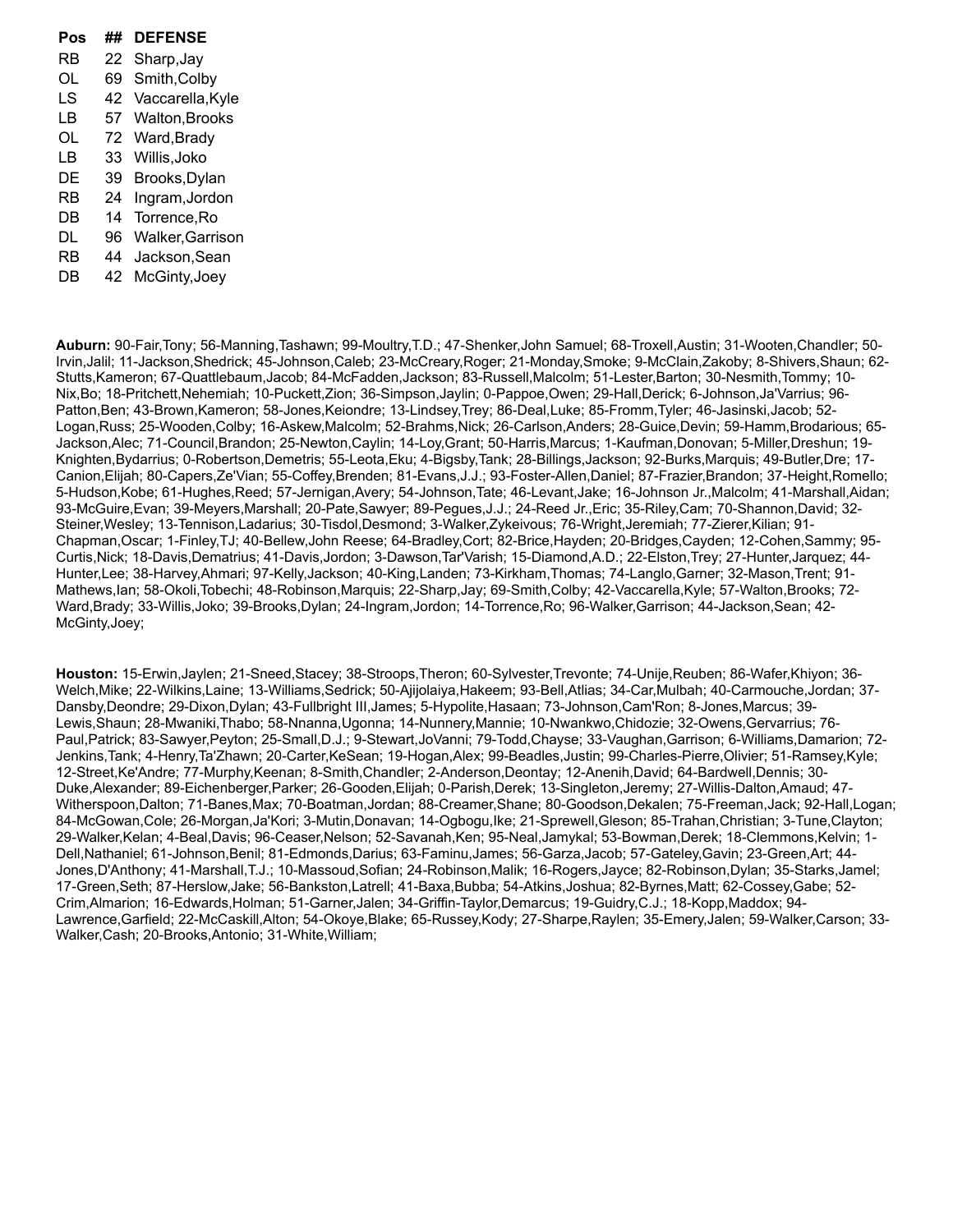| Pos | ## | DEFENSE |
|---|---|---|
| RB | 22 | Sharp,Jay |
| OL | 69 | Smith,Colby |
| LS | 42 | Vaccarella,Kyle |
| LB | 57 | Walton,Brooks |
| OL | 72 | Ward,Brady |
| LB | 33 | Willis,Joko |
| DE | 39 | Brooks,Dylan |
| RB | 24 | Ingram,Jordon |
| DB | 14 | Torrence,Ro |
| DL | 96 | Walker,Garrison |
| RB | 44 | Jackson,Sean |
| DB | 42 | McGinty,Joey |

**Auburn:** 90-Fair,Tony; 56-Manning,Tashawn; 99-Moultry,T.D.; 47-Shenker,John Samuel; 68-Troxell,Austin; 31-Wooten,Chandler; 50-Irvin,Jalil; 11-Jackson,Shedrick; 45-Johnson,Caleb; 23-McCreary,Roger; 21-Monday,Smoke; 9-McClain,Zakoby; 8-Shivers,Shaun; 62-Stutts,Kameron; 67-Quattlebaum,Jacob; 84-McFadden,Jackson; 83-Russell,Malcolm; 51-Lester,Barton; 30-Nesmith,Tommy; 10-Nix,Bo; 18-Pritchett,Nehemiah; 10-Puckett,Zion; 36-Simpson,Jaylin; 0-Pappoe,Owen; 29-Hall,Derick; 6-Johnson,Ja'Varrius; 96-Patton,Ben; 43-Brown,Kameron; 58-Jones,Keiondre; 13-Lindsey,Trey; 86-Deal,Luke; 85-Fromm,Tyler; 46-Jasinski,Jacob; 52-Logan,Russ; 25-Wooden,Colby; 16-Askew,Malcolm; 52-Brahms,Nick; 26-Carlson,Anders; 28-Guice,Devin; 59-Hamm,Brodarious; 65-Jackson,Alec; 71-Council,Brandon; 25-Newton,Caylin; 14-Loy,Grant; 50-Harris,Marcus; 1-Kaufman,Donovan; 5-Miller,Dreshun; 19-Knighten,Bydarrius; 0-Robertson,Demetris; 55-Leota,Eku; 4-Bigsby,Tank; 28-Billings,Jackson; 92-Burks,Marquis; 49-Butler,Dre; 17-Canion,Elijah; 80-Capers,Ze'Vian; 55-Coffey,Brenden; 81-Evans,J.J.; 93-Foster-Allen,Daniel; 87-Frazier,Brandon; 37-Height,Romello; 5-Hudson,Kobe; 61-Hughes,Reed; 57-Jernigan,Avery; 54-Johnson,Tate; 46-Levant,Jake; 16-Johnson Jr.,Malcolm; 41-Marshall,Aidan; 93-McGuire,Evan; 39-Meyers,Marshall; 20-Pate,Sawyer; 89-Pegues,J.J.; 24-Reed Jr.,Eric; 35-Riley,Cam; 70-Shannon,David; 32-Steiner,Wesley; 13-Tennison,Ladarius; 30-Tisdol,Desmond; 3-Walker,Zykeivous; 76-Wright,Jeremiah; 77-Zierer,Kilian; 91-Chapman,Oscar; 1-Finley,TJ; 40-Bellew,John Reese; 64-Bradley,Cort; 82-Brice,Hayden; 20-Bridges,Cayden; 12-Cohen,Sammy; 95-Curtis,Nick; 18-Davis,Dematrius; 41-Davis,Jordon; 3-Dawson,Tar'Varish; 15-Diamond,A.D.; 22-Elston,Trey; 27-Hunter,Jarquez; 44-Hunter,Lee; 38-Harvey,Ahmari; 97-Kelly,Jackson; 40-King,Landen; 73-Kirkham,Thomas; 74-Langlo,Garner; 32-Mason,Trent; 91-Mathews,Ian; 58-Okoli,Tobechi; 48-Robinson,Marquis; 22-Sharp,Jay; 69-Smith,Colby; 42-Vaccarella,Kyle; 57-Walton,Brooks; 72-Ward,Brady; 33-Willis,Joko; 39-Brooks,Dylan; 24-Ingram,Jordon; 14-Torrence,Ro; 96-Walker,Garrison; 44-Jackson,Sean; 42-McGinty,Joey;

**Houston:** 15-Erwin,Jaylen; 21-Sneed,Stacey; 38-Stroops,Theron; 60-Sylvester,Trevonte; 74-Unije,Reuben; 86-Wafer,Khiyon; 36-Welch,Mike; 22-Wilkins,Laine; 13-Williams,Sedrick; 50-Ajijolaiya,Hakeem; 93-Bell,Atlias; 34-Car,Mulbah; 40-Carmouche,Jordan; 37-Dansby,Deondre; 29-Dixon,Dylan; 43-Fullbright III,James; 5-Hypolite,Hasaan; 73-Johnson,Cam'Ron; 8-Jones,Marcus; 39-Lewis,Shaun; 28-Mwaniki,Thabo; 58-Nnanna,Ugonna; 14-Nunnery,Mannie; 10-Nwankwo,Chidozie; 32-Owens,Gervarrius; 76-Paul,Patrick; 83-Sawyer,Peyton; 25-Small,D.J.; 9-Stewart,JoVanni; 79-Todd,Chayse; 33-Vaughan,Garrison; 6-Williams,Damarion; 72-Jenkins,Tank; 4-Henry,Ta'Zhawn; 20-Carter,KeSean; 19-Hogan,Alex; 99-Beadles,Justin; 99-Charles-Pierre,Olivier; 51-Ramsey,Kyle; 12-Street,Ke'Andre; 77-Murphy,Keenan; 8-Smith,Chandler; 2-Anderson,Deontay; 12-Anenih,David; 64-Bardwell,Dennis; 30-Duke,Alexander; 89-Eichenberger,Parker; 26-Gooden,Elijah; 0-Parish,Derek; 13-Singleton,Jeremy; 27-Willis-Dalton,Amaud; 47-Witherspoon,Dalton; 71-Banes,Max; 70-Boatman,Jordan; 88-Creamer,Shane; 80-Goodson,Dekalen; 75-Freeman,Jack; 92-Hall,Logan; 84-McGowan,Cole; 26-Morgan,Ja'Kori; 3-Mutin,Donavan; 14-Ogbogu,Ike; 21-Sprewell,Gleson; 85-Trahan,Christian; 3-Tune,Clayton; 29-Walker,Kelan; 4-Beal,Davis; 96-Ceaser,Nelson; 52-Savanah,Ken; 95-Neal,Jamykal; 53-Bowman,Derek; 18-Clemmons,Kelvin; 1-Dell,Nathaniel; 61-Johnson,Benil; 81-Edmonds,Darius; 63-Faminu,James; 56-Garza,Jacob; 57-Gateley,Gavin; 23-Green,Art; 44-Jones,D'Anthony; 41-Marshall,T.J.; 10-Massoud,Sofian; 24-Robinson,Malik; 16-Rogers,Jayce; 82-Robinson,Dylan; 35-Starks,Jamel; 17-Green,Seth; 87-Herslow,Jake; 56-Bankston,Latrell; 41-Baxa,Bubba; 54-Atkins,Joshua; 82-Byrnes,Matt; 62-Cossey,Gabe; 52-Crim,Almarion; 16-Edwards,Holman; 51-Garner,Jalen; 34-Griffin-Taylor,Demarcus; 19-Guidry,C.J.; 18-Kopp,Maddox; 94-Lawrence,Garfield; 22-McCaskill,Alton; 54-Okoye,Blake; 65-Russey,Kody; 27-Sharpe,Raylen; 35-Emery,Jalen; 59-Walker,Carson; 33-Walker,Cash; 20-Brooks,Antonio; 31-White,William;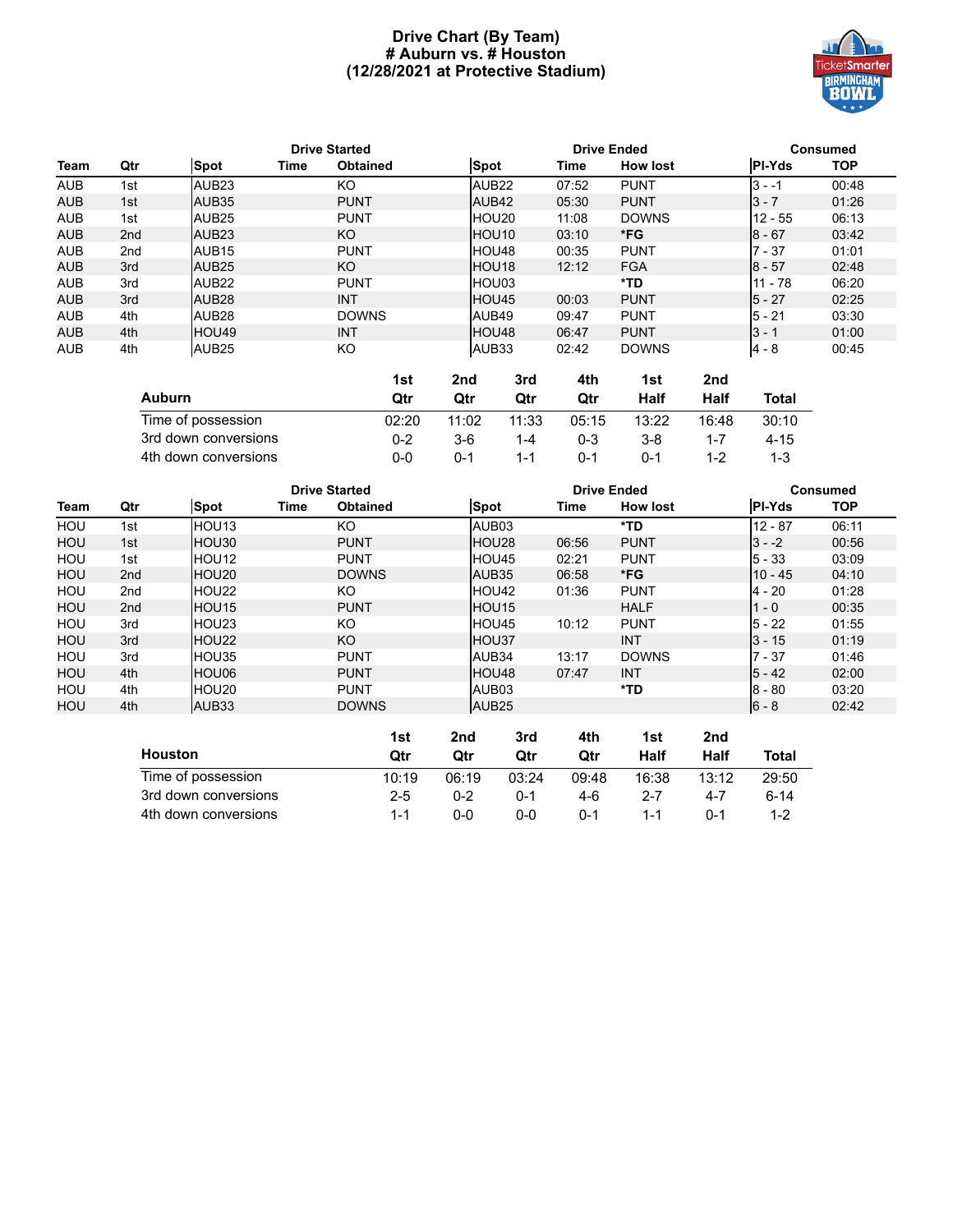# Drive Chart (By Team)
# Auburn vs. # Houston
# (12/28/2021 at Protective Stadium)

| | | Drive Started | | | Drive Ended | | | Consumed | |
|---|---|---|---|---|---|---|---|---|---|
| Team | Qtr | Spot | Time | Obtained | Spot | Time | How lost | Pl-Yds | TOP |
| AUB | 1st | AUB23 | | KO | AUB22 | 07:52 | PUNT | 3 - -1 | 00:48 |
| AUB | 1st | AUB35 | | PUNT | AUB42 | 05:30 | PUNT | 3 - 7 | 01:26 |
| AUB | 1st | AUB25 | | PUNT | HOU20 | 11:08 | DOWNS | 12 - 55 | 06:13 |
| AUB | 2nd | AUB23 | | KO | HOU10 | 03:10 | *FG | 8 - 67 | 03:42 |
| AUB | 2nd | AUB15 | | PUNT | HOU48 | 00:35 | PUNT | 7 - 37 | 01:01 |
| AUB | 3rd | AUB25 | | KO | HOU18 | 12:12 | FGA | 8 - 57 | 02:48 |
| AUB | 3rd | AUB22 | | PUNT | HOU03 | | *TD | 11 - 78 | 06:20 |
| AUB | 3rd | AUB28 | | INT | HOU45 | 00:03 | PUNT | 5 - 27 | 02:25 |
| AUB | 4th | AUB28 | | DOWNS | AUB49 | 09:47 | PUNT | 5 - 21 | 03:30 |
| AUB | 4th | HOU49 | | INT | HOU48 | 06:47 | PUNT | 3 - 1 | 01:00 |
| AUB | 4th | AUB25 | | KO | AUB33 | 02:42 | DOWNS | 4 - 8 | 00:45 |

| Auburn | 1st Qtr | 2nd Qtr | 3rd Qtr | 4th Qtr | 1st Half | 2nd Half | Total |
|---|---|---|---|---|---|---|---|
| Time of possession | 02:20 | 11:02 | 11:33 | 05:15 | 13:22 | 16:48 | 30:10 |
| 3rd down conversions | 0-2 | 3-6 | 1-4 | 0-3 | 3-8 | 1-7 | 4-15 |
| 4th down conversions | 0-0 | 0-1 | 1-1 | 0-1 | 0-1 | 1-2 | 1-3 |

| | | Drive Started | | | Drive Ended | | | Consumed | |
|---|---|---|---|---|---|---|---|---|---|
| Team | Qtr | Spot | Time | Obtained | Spot | Time | How lost | Pl-Yds | TOP |
| HOU | 1st | HOU13 | | KO | AUB03 | | *TD | 12 - 87 | 06:11 |
| HOU | 1st | HOU30 | | PUNT | HOU28 | 06:56 | PUNT | 3 - -2 | 00:56 |
| HOU | 1st | HOU12 | | PUNT | HOU45 | 02:21 | PUNT | 5 - 33 | 03:09 |
| HOU | 2nd | HOU20 | | DOWNS | AUB35 | 06:58 | *FG | 10 - 45 | 04:10 |
| HOU | 2nd | HOU22 | | KO | HOU42 | 01:36 | PUNT | 4 - 20 | 01:28 |
| HOU | 2nd | HOU15 | | PUNT | HOU15 | | HALF | 1 - 0 | 00:35 |
| HOU | 3rd | HOU23 | | KO | HOU45 | 10:12 | PUNT | 5 - 22 | 01:55 |
| HOU | 3rd | HOU22 | | KO | HOU37 | | INT | 3 - 15 | 01:19 |
| HOU | 3rd | HOU35 | | PUNT | AUB34 | 13:17 | DOWNS | 7 - 37 | 01:46 |
| HOU | 4th | HOU06 | | PUNT | HOU48 | 07:47 | INT | 5 - 42 | 02:00 |
| HOU | 4th | HOU20 | | PUNT | AUB03 | | *TD | 8 - 80 | 03:20 |
| HOU | 4th | AUB33 | | DOWNS | AUB25 | | | 6 - 8 | 02:42 |

| Houston | 1st Qtr | 2nd Qtr | 3rd Qtr | 4th Qtr | 1st Half | 2nd Half | Total |
|---|---|---|---|---|---|---|---|
| Time of possession | 10:19 | 06:19 | 03:24 | 09:48 | 16:38 | 13:12 | 29:50 |
| 3rd down conversions | 2-5 | 0-2 | 0-1 | 4-6 | 2-7 | 4-7 | 6-14 |
| 4th down conversions | 1-1 | 0-0 | 0-0 | 0-1 | 1-1 | 0-1 | 1-2 |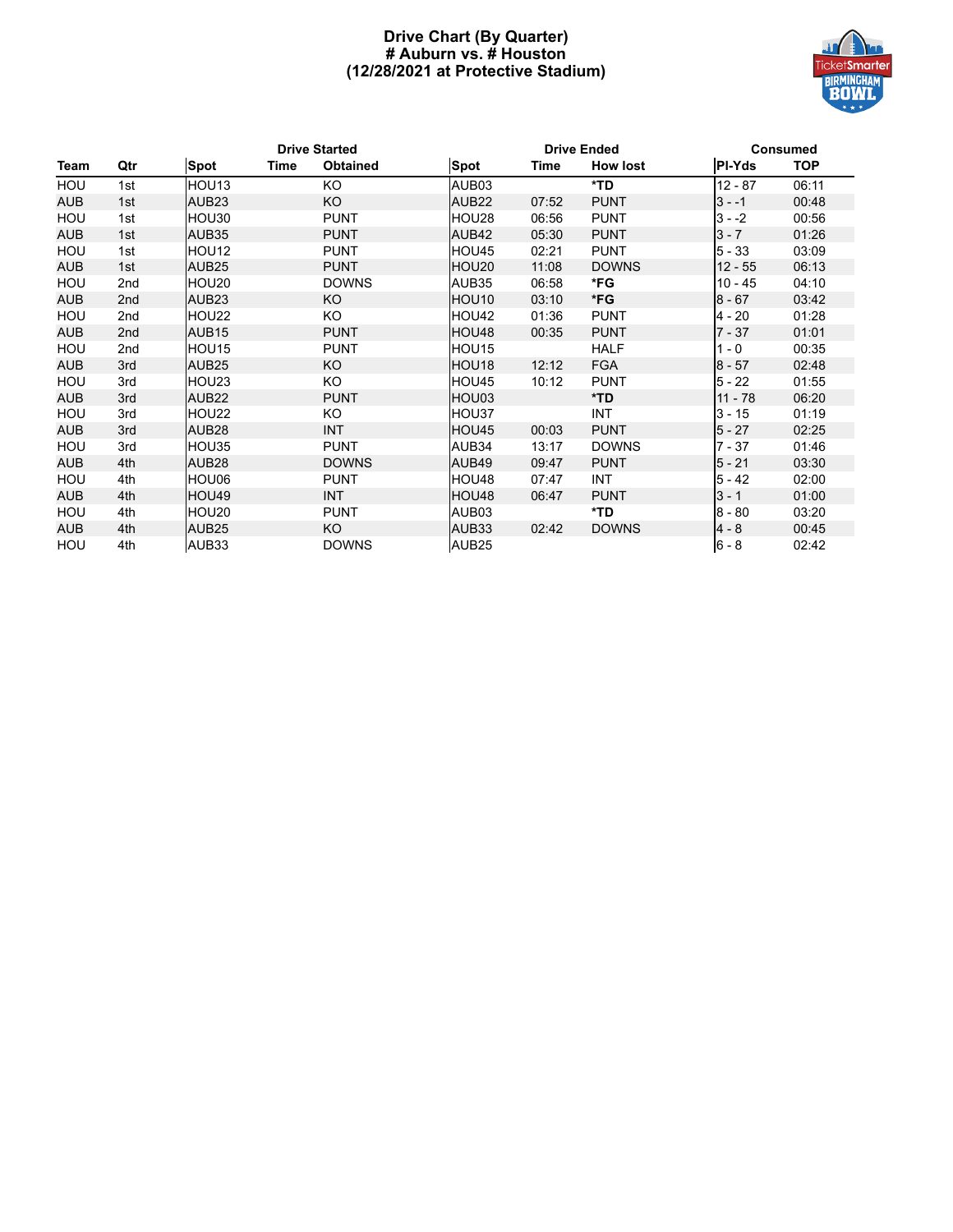# Drive Chart (By Quarter)
## # Auburn vs. # Houston
## (12/28/2021 at Protective Stadium)

| Team | Qtr | Drive Started | | | Drive Ended | | | Consumed | |
|---|---|---|---|---|---|---|---|---|---|
| | | Spot | Time | Obtained | Spot | Time | How lost | Pl-Yds | TOP |
| HOU | 1st | HOU13 | | KO | AUB03 | | *TD | 12 - 87 | 06:11 |
| AUB | 1st | AUB23 | | KO | AUB22 | 07:52 | PUNT | 3 - -1 | 00:48 |
| HOU | 1st | HOU30 | | PUNT | HOU28 | 06:56 | PUNT | 3 - -2 | 00:56 |
| AUB | 1st | AUB35 | | PUNT | AUB42 | 05:30 | PUNT | 3 - 7 | 01:26 |
| HOU | 1st | HOU12 | | PUNT | HOU45 | 02:21 | PUNT | 5 - 33 | 03:09 |
| AUB | 1st | AUB25 | | PUNT | HOU20 | 11:08 | DOWNS | 12 - 55 | 06:13 |
| HOU | 2nd | HOU20 | | DOWNS | AUB35 | 06:58 | *FG | 10 - 45 | 04:10 |
| AUB | 2nd | AUB23 | | KO | HOU10 | 03:10 | *FG | 8 - 67 | 03:42 |
| HOU | 2nd | HOU22 | | KO | HOU42 | 01:36 | PUNT | 4 - 20 | 01:28 |
| AUB | 2nd | AUB15 | | PUNT | HOU48 | 00:35 | PUNT | 7 - 37 | 01:01 |
| HOU | 2nd | HOU15 | | PUNT | HOU15 | | HALF | 1 - 0 | 00:35 |
| AUB | 3rd | AUB25 | | KO | HOU18 | 12:12 | FGA | 8 - 57 | 02:48 |
| HOU | 3rd | HOU23 | | KO | HOU45 | 10:12 | PUNT | 5 - 22 | 01:55 |
| AUB | 3rd | AUB22 | | PUNT | HOU03 | | *TD | 11 - 78 | 06:20 |
| HOU | 3rd | HOU22 | | KO | HOU37 | | INT | 3 - 15 | 01:19 |
| AUB | 3rd | AUB28 | | INT | HOU45 | 00:03 | PUNT | 5 - 27 | 02:25 |
| HOU | 3rd | HOU35 | | PUNT | AUB34 | 13:17 | DOWNS | 7 - 37 | 01:46 |
| AUB | 4th | AUB28 | | DOWNS | AUB49 | 09:47 | PUNT | 5 - 21 | 03:30 |
| HOU | 4th | HOU06 | | PUNT | HOU48 | 07:47 | INT | 5 - 42 | 02:00 |
| AUB | 4th | HOU49 | | INT | HOU48 | 06:47 | PUNT | 3 - 1 | 01:00 |
| HOU | 4th | HOU20 | | PUNT | AUB03 | | *TD | 8 - 80 | 03:20 |
| AUB | 4th | AUB25 | | KO | AUB33 | 02:42 | DOWNS | 4 - 8 | 00:45 |
| HOU | 4th | AUB33 | | DOWNS | AUB25 | | | 6 - 8 | 02:42 |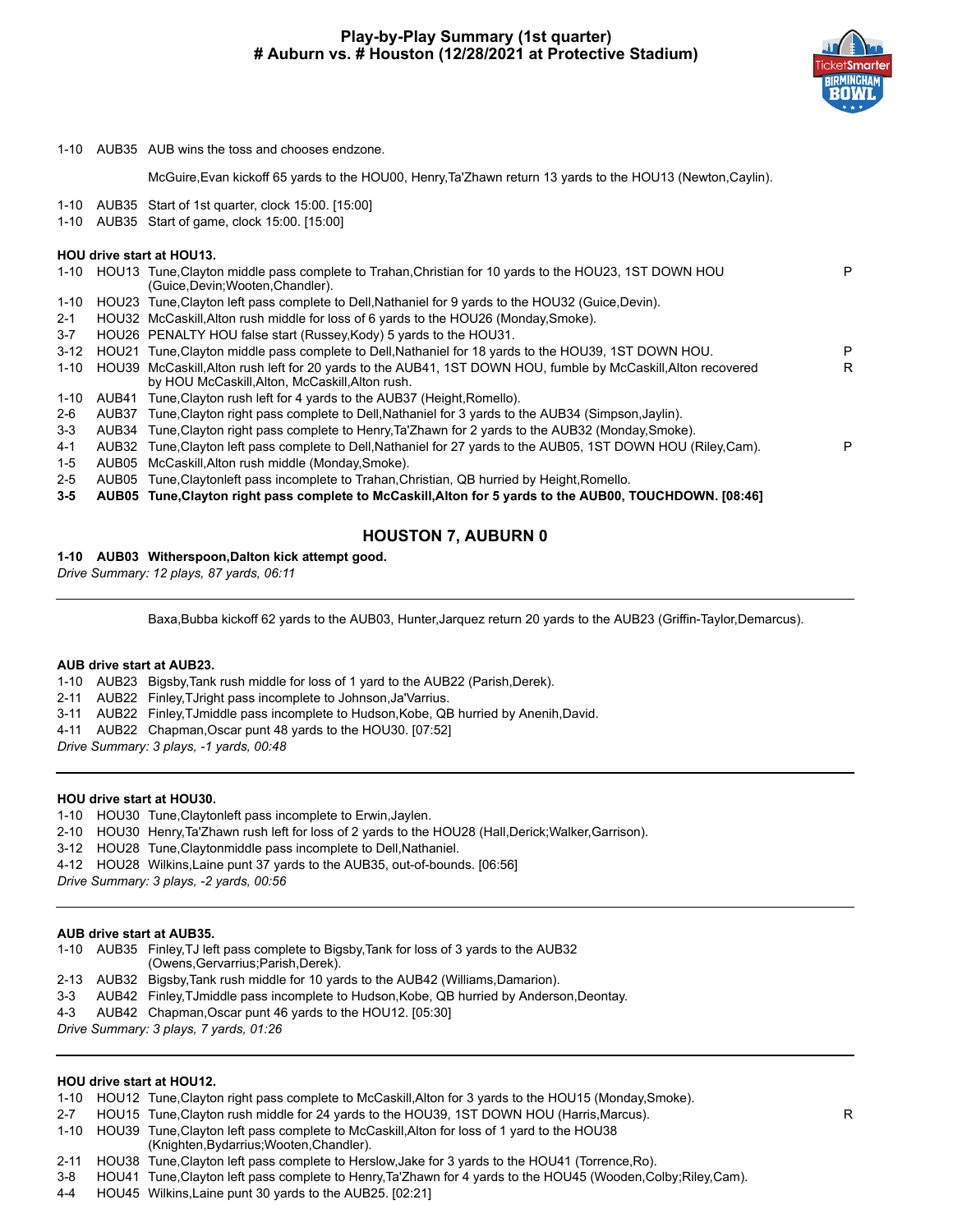# Play-by-Play Summary (1st quarter)
## # Auburn vs. # Houston (12/28/2021 at Protective Stadium)

1-10 AUB35 AUB wins the toss and chooses endzone.

McGuire,Evan kickoff 65 yards to the HOU00, Henry,Ta'Zhawn return 13 yards to the HOU13 (Newton,Caylin).

1-10 AUB35 Start of 1st quarter, clock 15:00. [15:00]

1-10 AUB35 Start of game, clock 15:00. [15:00]

**HOU drive start at HOU13.**

| | | | |
|---|---|---|---|
| 1-10 | HOU13 | Tune,Clayton middle pass complete to Trahan,Christian for 10 yards to the HOU23, 1ST DOWN HOU (Guice,Devin;Wooten,Chandler). | P |
| 1-10 | HOU23 | Tune,Clayton left pass complete to Dell,Nathaniel for 9 yards to the HOU32 (Guice,Devin). | |
| 2-1 | HOU32 | McCaskill,Alton rush middle for loss of 6 yards to the HOU26 (Monday,Smoke). | |
| 3-7 | HOU26 | PENALTY HOU false start (Russey,Kody) 5 yards to the HOU31. | |
| 3-12 | HOU21 | Tune,Clayton middle pass complete to Dell,Nathaniel for 18 yards to the HOU39, 1ST DOWN HOU. | P |
| 1-10 | HOU39 | McCaskill,Alton rush left for 20 yards to the AUB41, 1ST DOWN HOU, fumble by McCaskill,Alton recovered by HOU McCaskill,Alton, McCaskill,Alton rush. | R |
| 1-10 | AUB41 | Tune,Clayton rush left for 4 yards to the AUB37 (Height,Romello). | |
| 2-6 | AUB37 | Tune,Clayton right pass complete to Dell,Nathaniel for 3 yards to the AUB34 (Simpson,Jaylin). | |
| 3-3 | AUB34 | Tune,Clayton right pass complete to Henry,Ta'Zhawn for 2 yards to the AUB32 (Monday,Smoke). | |
| 4-1 | AUB32 | Tune,Clayton left pass complete to Dell,Nathaniel for 27 yards to the AUB05, 1ST DOWN HOU (Riley,Cam). | P |
| 1-5 | AUB05 | McCaskill,Alton rush middle (Monday,Smoke). | |
| 2-5 | AUB05 | Tune,Claytonleft pass incomplete to Trahan,Christian, QB hurried by Height,Romello. | |
| **3-5** | **AUB05** | **Tune,Clayton right pass complete to McCaskill,Alton for 5 yards to the AUB00, TOUCHDOWN. [08:46]** | |

### HOUSTON 7, AUBURN 0

**1-10 AUB03 Witherspoon,Dalton kick attempt good.**

*Drive Summary: 12 plays, 87 yards, 06:11*

---

Baxa,Bubba kickoff 62 yards to the AUB03, Hunter,Jarquez return 20 yards to the AUB23 (Griffin-Taylor,Demarcus).

**AUB drive start at AUB23.**

| | | |
|---|---|---|
| 1-10 | AUB23 | Bigsby,Tank rush middle for loss of 1 yard to the AUB22 (Parish,Derek). |
| 2-11 | AUB22 | Finley,TJright pass incomplete to Johnson,Ja'Varrius. |
| 3-11 | AUB22 | Finley,TJmiddle pass incomplete to Hudson,Kobe, QB hurried by Anenih,David. |
| 4-11 | AUB22 | Chapman,Oscar punt 48 yards to the HOU30. [07:52] |

*Drive Summary: 3 plays, -1 yards, 00:48*

---

**HOU drive start at HOU30.**

| | | |
|---|---|---|
| 1-10 | HOU30 | Tune,Claytonleft pass incomplete to Erwin,Jaylen. |
| 2-10 | HOU30 | Henry,Ta'Zhawn rush left for loss of 2 yards to the HOU28 (Hall,Derick;Walker,Garrison). |
| 3-12 | HOU28 | Tune,Claytonmiddle pass incomplete to Dell,Nathaniel. |
| 4-12 | HOU28 | Wilkins,Laine punt 37 yards to the AUB35, out-of-bounds. [06:56] |

*Drive Summary: 3 plays, -2 yards, 00:56*

---

**AUB drive start at AUB35.**

| | | |
|---|---|---|
| 1-10 | AUB35 | Finley,TJ left pass complete to Bigsby,Tank for loss of 3 yards to the AUB32 (Owens,Gervarrius;Parish,Derek). |
| 2-13 | AUB32 | Bigsby,Tank rush middle for 10 yards to the AUB42 (Williams,Damarion). |
| 3-3 | AUB42 | Finley,TJmiddle pass incomplete to Hudson,Kobe, QB hurried by Anderson,Deontay. |
| 4-3 | AUB42 | Chapman,Oscar punt 46 yards to the HOU12. [05:30] |

*Drive Summary: 3 plays, 7 yards, 01:26*

---

**HOU drive start at HOU12.**

| | | | |
|---|---|---|---|
| 1-10 | HOU12 | Tune,Clayton right pass complete to McCaskill,Alton for 3 yards to the HOU15 (Monday,Smoke). | |
| 2-7 | HOU15 | Tune,Clayton rush middle for 24 yards to the HOU39, 1ST DOWN HOU (Harris,Marcus). | R |
| 1-10 | HOU39 | Tune,Clayton left pass complete to McCaskill,Alton for loss of 1 yard to the HOU38 (Knighten,Bydarrius;Wooten,Chandler). | |
| 2-11 | HOU38 | Tune,Clayton left pass complete to Herslow,Jake for 3 yards to the HOU41 (Torrence,Ro). | |
| 3-8 | HOU41 | Tune,Clayton left pass complete to Henry,Ta'Zhawn for 4 yards to the HOU45 (Wooten,Colby;Riley,Cam). | |
| 4-4 | HOU45 | Wilkins,Laine punt 30 yards to the AUB25. [02:21] | |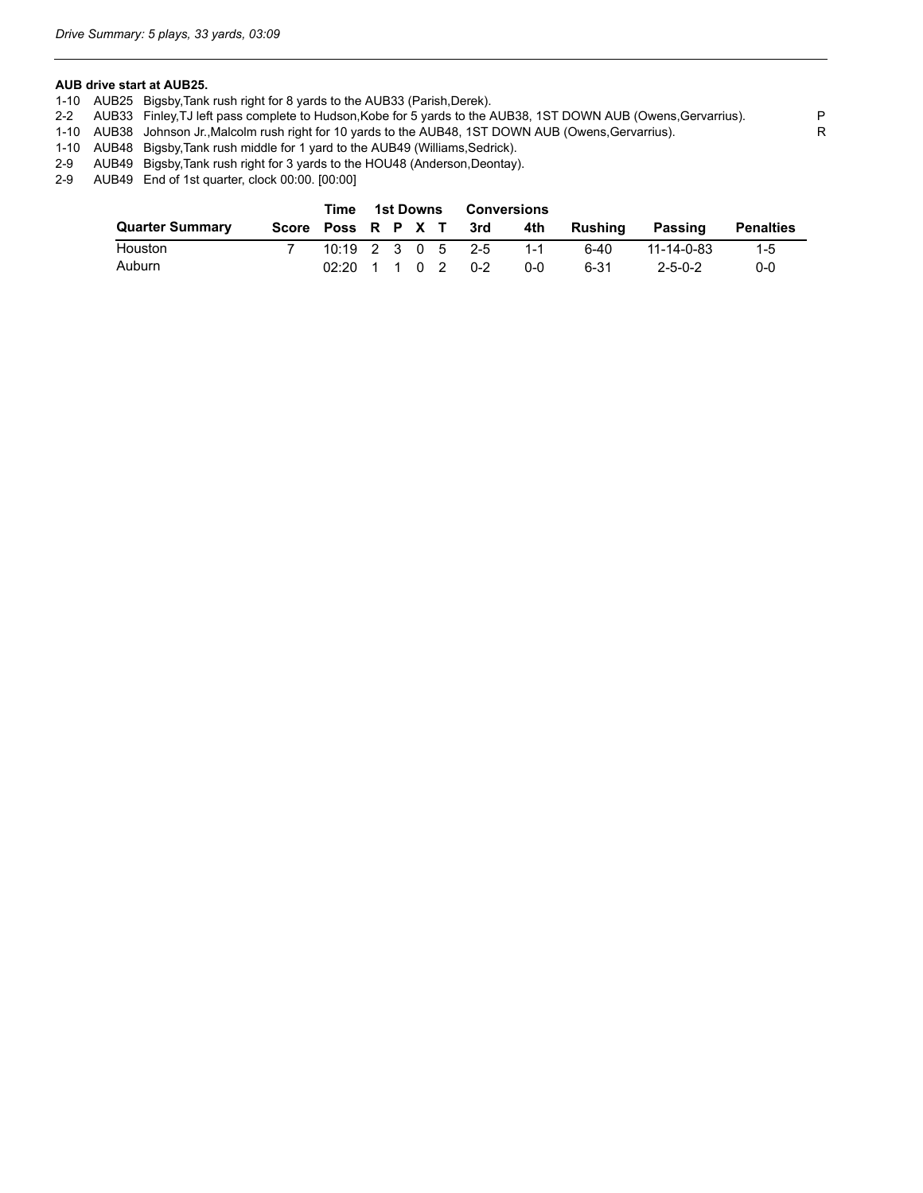*Drive Summary: 5 plays, 33 yards, 03:09*

---

**AUB drive start at AUB25.**

| | | | |
|---|---|---|---|
| 1-10 | AUB25 | Bigsby,Tank rush right for 8 yards to the AUB33 (Parish,Derek). | |
| 2-2 | AUB33 | Finley,TJ left pass complete to Hudson,Kobe for 5 yards to the AUB38, 1ST DOWN AUB (Owens,Gervarrius). | P |
| 1-10 | AUB38 | Johnson Jr.,Malcolm rush right for 10 yards to the AUB48, 1ST DOWN AUB (Owens,Gervarrius). | R |
| 1-10 | AUB48 | Bigsby,Tank rush middle for 1 yard to the AUB49 (Williams,Sedrick). | |
| 2-9 | AUB49 | Bigsby,Tank rush right for 3 yards to the HOU48 (Anderson,Deontay). | |
| 2-9 | AUB49 | End of 1st quarter, clock 00:00. [00:00] | |

| | | Time | 1st Downs | | | | Conversions | | | | |
|---|---|---|---|---|---|---|---|---|---|---|---|
| **Quarter Summary** | **Score** | **Poss** | **R** | **P** | **X** | **T** | **3rd** | **4th** | **Rushing** | **Passing** | **Penalties** |
| Houston | 7 | 10:19 | 2 | 3 | 0 | 5 | 2-5 | 1-1 | 6-40 | 11-14-0-83 | 1-5 |
| Auburn | | 02:20 | 1 | 1 | 0 | 2 | 0-2 | 0-0 | 6-31 | 2-5-0-2 | 0-0 |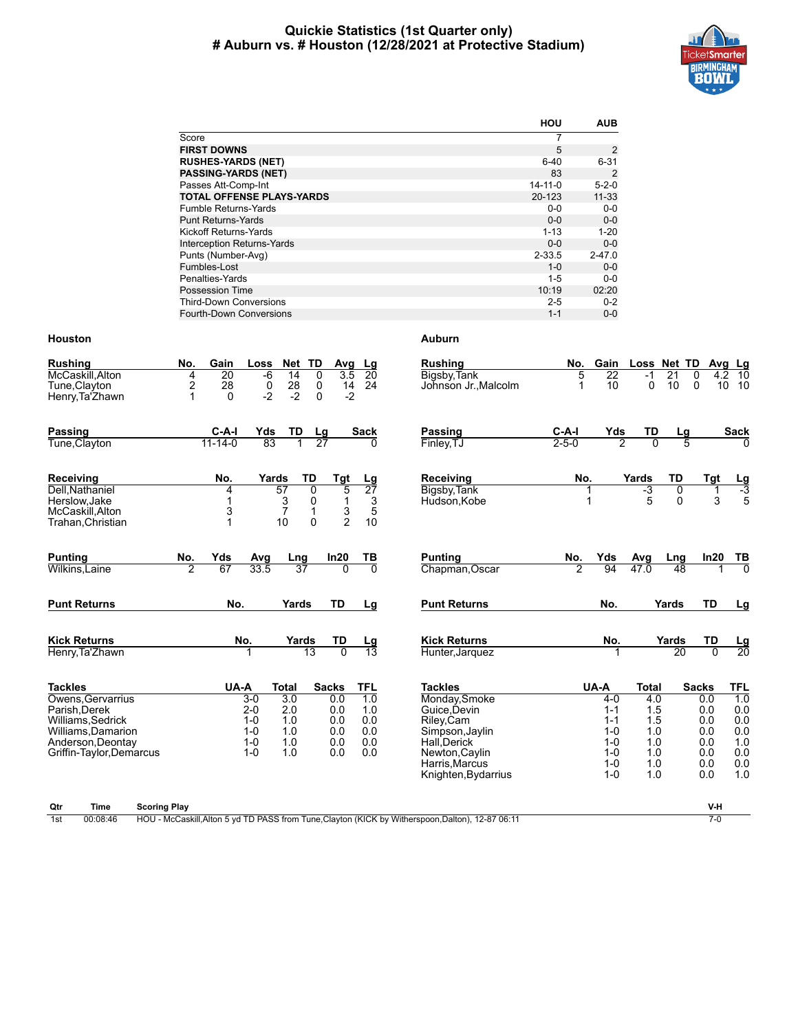# Quickie Statistics (1st Quarter only)
## # Auburn vs. # Houston (12/28/2021 at Protective Stadium)

| | HOU | AUB |
|---|---|---|
| Score | 7 | |
| **FIRST DOWNS** | 5 | 2 |
| **RUSHES-YARDS (NET)** | 6-40 | 6-31 |
| **PASSING-YARDS (NET)** | 83 | 2 |
| Passes Att-Comp-Int | 14-11-0 | 5-2-0 |
| **TOTAL OFFENSE PLAYS-YARDS** | 20-123 | 11-33 |
| Fumble Returns-Yards | 0-0 | 0-0 |
| Punt Returns-Yards | 0-0 | 0-0 |
| Kickoff Returns-Yards | 1-13 | 1-20 |
| Interception Returns-Yards | 0-0 | 0-0 |
| Punts (Number-Avg) | 2-33.5 | 2-47.0 |
| Fumbles-Lost | 1-0 | 0-0 |
| Penalties-Yards | 1-5 | 0-0 |
| Possession Time | 10:19 | 02:20 |
| Third-Down Conversions | 2-5 | 0-2 |
| Fourth-Down Conversions | 1-1 | 0-0 |

## Houston

| Rushing | No. | Gain | Loss | Net | TD | Avg | Lg |
|---|---|---|---|---|---|---|---|
| McCaskill,Alton | 4 | 20 | -6 | 14 | 0 | 3.5 | 20 |
| Tune,Clayton | 2 | 28 | 0 | 28 | 0 | 14 | 24 |
| Henry,Ta'Zhawn | 1 | 0 | -2 | -2 | 0 | -2 | |

| Passing | C-A-I | Yds | TD | Lg | Sack |
|---|---|---|---|---|---|
| Tune,Clayton | 11-14-0 | 83 | 1 | 27 | 0 |

| Receiving | No. | Yards | TD | Tgt | Lg |
|---|---|---|---|---|---|
| Dell,Nathaniel | 4 | 57 | 0 | 5 | 27 |
| Herslow,Jake | 1 | 3 | 0 | 1 | 3 |
| McCaskill,Alton | 3 | 7 | 1 | 3 | 5 |
| Trahan,Christian | 1 | 10 | 0 | 2 | 10 |

| Punting | No. | Yds | Avg | Lng | In20 | TB |
|---|---|---|---|---|---|---|
| Wilkins,Laine | 2 | 67 | 33.5 | 37 | 0 | 0 |

| Punt Returns | No. | Yards | TD | Lg |
|---|---|---|---|---|

| Kick Returns | No. | Yards | TD | Lg |
|---|---|---|---|---|
| Henry,Ta'Zhawn | 1 | 13 | 0 | 13 |

| Tackles | UA-A | Total | Sacks | TFL |
|---|---|---|---|---|
| Owens,Gervarrius | 3-0 | 3.0 | 0.0 | 1.0 |
| Parish,Derek | 2-0 | 2.0 | 0.0 | 1.0 |
| Williams,Sedrick | 1-0 | 1.0 | 0.0 | 0.0 |
| Williams,Damarion | 1-0 | 1.0 | 0.0 | 0.0 |
| Anderson,Deontay | 1-0 | 1.0 | 0.0 | 0.0 |
| Griffin-Taylor,Demarcus | 1-0 | 1.0 | 0.0 | 0.0 |

## Auburn

| Rushing | No. | Gain | Loss | Net | TD | Avg | Lg |
|---|---|---|---|---|---|---|---|
| Bigsby,Tank | 5 | 22 | -1 | 21 | 0 | 4.2 | 10 |
| Johnson Jr.,Malcolm | 1 | 10 | 0 | 10 | 0 | 10 | 10 |

| Passing | C-A-I | Yds | TD | Lg | Sack |
|---|---|---|---|---|---|
| Finley,TJ | 2-5-0 | 2 | 0 | 5 | 0 |

| Receiving | No. | Yards | TD | Tgt | Lg |
|---|---|---|---|---|---|
| Bigsby,Tank | 1 | -3 | 0 | 1 | -3 |
| Hudson,Kobe | 1 | 5 | 0 | 3 | 5 |

| Punting | No. | Yds | Avg | Lng | In20 | TB |
|---|---|---|---|---|---|---|
| Chapman,Oscar | 2 | 94 | 47.0 | 48 | 1 | 0 |

| Punt Returns | No. | Yards | TD | Lg |
|---|---|---|---|---|

| Kick Returns | No. | Yards | TD | Lg |
|---|---|---|---|---|
| Hunter,Jarquez | 1 | 20 | 0 | 20 |

| Tackles | UA-A | Total | Sacks | TFL |
|---|---|---|---|---|
| Monday,Smoke | 4-0 | 4.0 | 0.0 | 1.0 |
| Guice,Devin | 1-1 | 1.5 | 0.0 | 0.0 |
| Riley,Cam | 1-1 | 1.5 | 0.0 | 0.0 |
| Simpson,Jaylin | 1-0 | 1.0 | 0.0 | 0.0 |
| Hall,Derick | 1-0 | 1.0 | 0.0 | 1.0 |
| Newton,Caylin | 1-0 | 1.0 | 0.0 | 0.0 |
| Harris,Marcus | 1-0 | 1.0 | 0.0 | 0.0 |
| Knighten,Bydarrius | 1-0 | 1.0 | 0.0 | 1.0 |

| Qtr | Time | Scoring Play | V-H |
|---|---|---|---|
| 1st | 00:08:46 | HOU - McCaskill,Alton 5 yd TD PASS from Tune,Clayton (KICK by Witherspoon,Dalton), 12-87 06:11 | 7-0 |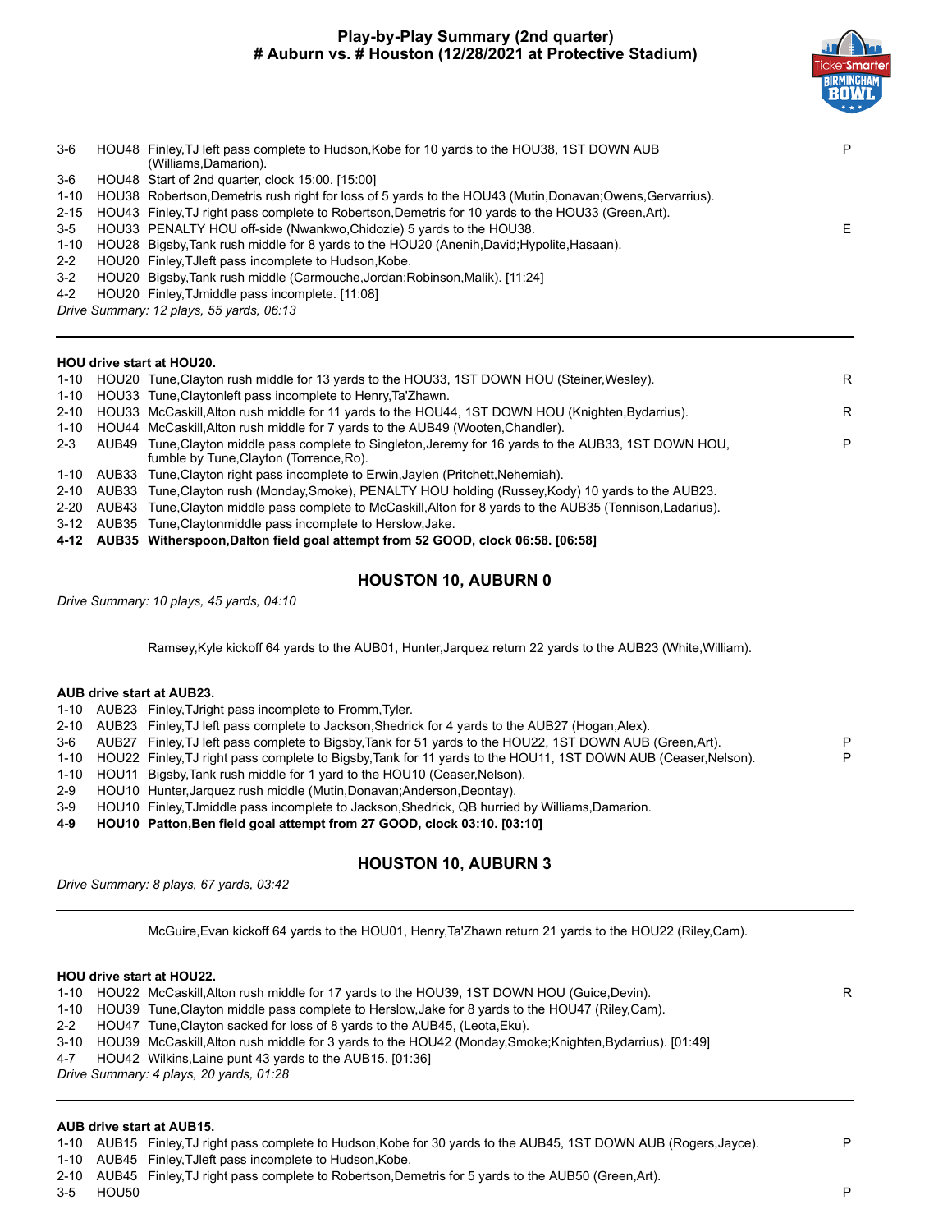## Play-by-Play Summary (2nd quarter)
## # Auburn vs. # Houston (12/28/2021 at Protective Stadium)

| | | | |
|---|---|---|---|
| 3-6 | HOU48 | Finley,TJ left pass complete to Hudson,Kobe for 10 yards to the HOU38, 1ST DOWN AUB (Williams,Damarion). | P |
| 3-6 | HOU48 | Start of 2nd quarter, clock 15:00. [15:00] | |
| 1-10 | HOU38 | Robertson,Demetris rush right for loss of 5 yards to the HOU43 (Mutin,Donavan;Owens,Gervarrius). | |
| 2-15 | HOU43 | Finley,TJ right pass complete to Robertson,Demetris for 10 yards to the HOU33 (Green,Art). | |
| 3-5 | HOU33 | PENALTY HOU off-side (Nwankwo,Chidozie) 5 yards to the HOU38. | E |
| 1-10 | HOU28 | Bigsby,Tank rush middle for 8 yards to the HOU20 (Anenih,David;Hypolite,Hasaan). | |
| 2-2 | HOU20 | Finley,TJleft pass incomplete to Hudson,Kobe. | |
| 3-2 | HOU20 | Bigsby,Tank rush middle (Carmouche,Jordan;Robinson,Malik). [11:24] | |
| 4-2 | HOU20 | Finley,TJmiddle pass incomplete. [11:08] | |

*Drive Summary: 12 plays, 55 yards, 06:13*

---

**HOU drive start at HOU20.**

| | | | |
|---|---|---|---|
| 1-10 | HOU20 | Tune,Clayton rush middle for 13 yards to the HOU33, 1ST DOWN HOU (Steiner,Wesley). | R |
| 1-10 | HOU33 | Tune,Claytonleft pass incomplete to Henry,Ta'Zhawn. | |
| 2-10 | HOU33 | McCaskill,Alton rush middle for 11 yards to the HOU44, 1ST DOWN HOU (Knighten,Bydarrius). | R |
| 1-10 | HOU44 | McCaskill,Alton rush middle for 7 yards to the AUB49 (Wooten,Chandler). | |
| 2-3 | AUB49 | Tune,Clayton middle pass complete to Singleton,Jeremy for 16 yards to the AUB33, 1ST DOWN HOU, fumble by Tune,Clayton (Torrence,Ro). | P |
| 1-10 | AUB33 | Tune,Clayton right pass incomplete to Erwin,Jaylen (Pritchett,Nehemiah). | |
| 2-10 | AUB33 | Tune,Clayton rush (Monday,Smoke), PENALTY HOU holding (Russey,Kody) 10 yards to the AUB23. | |
| 2-20 | AUB43 | Tune,Clayton middle pass complete to McCaskill,Alton for 8 yards to the AUB35 (Tennison,Ladarius). | |
| 3-12 | AUB35 | Tune,Claytonmiddle pass incomplete to Herslow,Jake. | |
| **4-12** | **AUB35** | **Witherspoon,Dalton field goal attempt from 52 GOOD, clock 06:58. [06:58]** | |

### HOUSTON 10, AUBURN 0

*Drive Summary: 10 plays, 45 yards, 04:10*

---

Ramsey,Kyle kickoff 64 yards to the AUB01, Hunter,Jarquez return 22 yards to the AUB23 (White,William).

**AUB drive start at AUB23.**

| | | | |
|---|---|---|---|
| 1-10 | AUB23 | Finley,TJright pass incomplete to Fromm,Tyler. | |
| 2-10 | AUB23 | Finley,TJ left pass complete to Jackson,Shedrick for 4 yards to the AUB27 (Hogan,Alex). | |
| 3-6 | AUB27 | Finley,TJ left pass complete to Bigsby,Tank for 51 yards to the HOU22, 1ST DOWN AUB (Green,Art). | P |
| 1-10 | HOU22 | Finley,TJ right pass complete to Bigsby,Tank for 11 yards to the HOU11, 1ST DOWN AUB (Ceaser,Nelson). | P |
| 1-10 | HOU11 | Bigsby,Tank rush middle for 1 yard to the HOU10 (Ceaser,Nelson). | |
| 2-9 | HOU10 | Hunter,Jarquez rush middle (Mutin,Donavan;Anderson,Deontay). | |
| 3-9 | HOU10 | Finley,TJmiddle pass incomplete to Jackson,Shedrick, QB hurried by Williams,Damarion. | |
| **4-9** | **HOU10** | **Patton,Ben field goal attempt from 27 GOOD, clock 03:10. [03:10]** | |

### HOUSTON 10, AUBURN 3

*Drive Summary: 8 plays, 67 yards, 03:42*

---

McGuire,Evan kickoff 64 yards to the HOU01, Henry,Ta'Zhawn return 21 yards to the HOU22 (Riley,Cam).

**HOU drive start at HOU22.**

| | | | |
|---|---|---|---|
| 1-10 | HOU22 | McCaskill,Alton rush middle for 17 yards to the HOU39, 1ST DOWN HOU (Guice,Devin). | R |
| 1-10 | HOU39 | Tune,Clayton middle pass complete to Herslow,Jake for 8 yards to the HOU47 (Riley,Cam). | |
| 2-2 | HOU47 | Tune,Clayton sacked for loss of 8 yards to the AUB45, (Leota,Eku). | |
| 3-10 | HOU39 | McCaskill,Alton rush middle for 3 yards to the HOU42 (Monday,Smoke;Knighten,Bydarrius). [01:49] | |
| 4-7 | HOU42 | Wilkins,Laine punt 43 yards to the AUB15. [01:36] | |

*Drive Summary: 4 plays, 20 yards, 01:28*

---

**AUB drive start at AUB15.**

| | | | |
|---|---|---|---|
| 1-10 | AUB15 | Finley,TJ right pass complete to Hudson,Kobe for 30 yards to the AUB45, 1ST DOWN AUB (Rogers,Jayce). | P |
| 1-10 | AUB45 | Finley,TJleft pass incomplete to Hudson,Kobe. | |
| 2-10 | AUB45 | Finley,TJ right pass complete to Robertson,Demetris for 5 yards to the AUB50 (Green,Art). | |
| 3-5 | HOU50 | | P |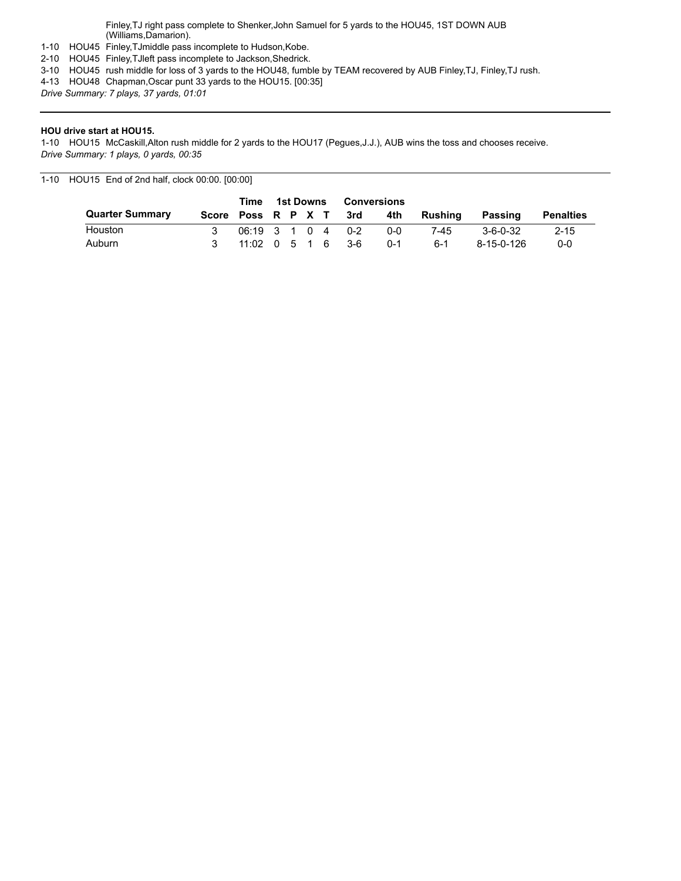Finley,TJ right pass complete to Shenker,John Samuel for 5 yards to the HOU45, 1ST DOWN AUB (Williams,Damarion).

1-10 HOU45 Finley,TJmiddle pass incomplete to Hudson,Kobe.

2-10 HOU45 Finley,TJleft pass incomplete to Jackson,Shedrick.

3-10 HOU45 rush middle for loss of 3 yards to the HOU48, fumble by TEAM recovered by AUB Finley,TJ, Finley,TJ rush.

4-13 HOU48 Chapman,Oscar punt 33 yards to the HOU15. [00:35]

*Drive Summary: 7 plays, 37 yards, 01:01*

---

**HOU drive start at HOU15.**

1-10 HOU15 McCaskill,Alton rush middle for 2 yards to the HOU17 (Pegues,J.J.), AUB wins the toss and chooses receive.

*Drive Summary: 1 plays, 0 yards, 00:35*

---

1-10 HOU15 End of 2nd half, clock 00:00. [00:00]

| | | Time | 1st Downs | | | | Conversions | | | | |
|---|---|---|---|---|---|---|---|---|---|---|---|
| **Quarter Summary** | **Score** | **Poss** | **R** | **P** | **X** | **T** | **3rd** | **4th** | **Rushing** | **Passing** | **Penalties** |
| Houston | 3 | 06:19 | 3 | 1 | 0 | 4 | 0-2 | 0-0 | 7-45 | 3-6-0-32 | 2-15 |
| Auburn | 3 | 11:02 | 0 | 5 | 1 | 6 | 3-6 | 0-1 | 6-1 | 8-15-0-126 | 0-0 |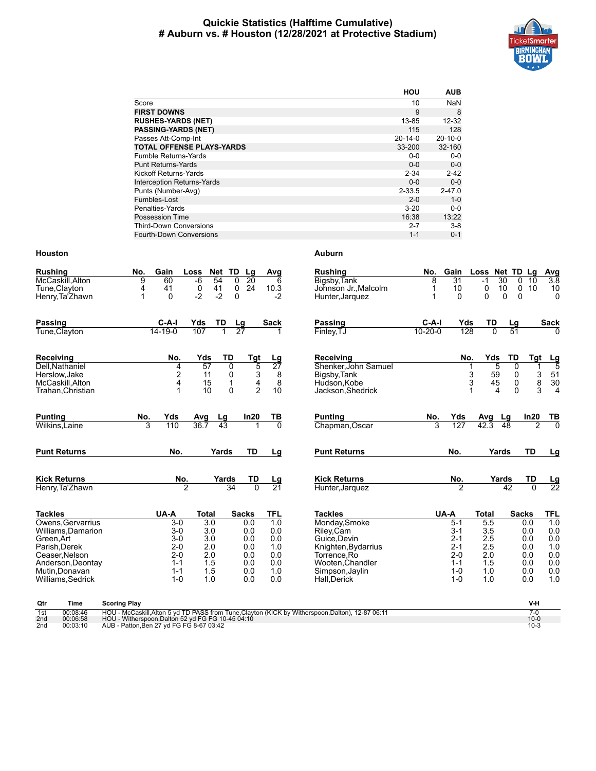# Quickie Statistics (Halftime Cumulative)
## # Auburn vs. # Houston (12/28/2021 at Protective Stadium)

| | HOU | AUB |
|---|---|---|
| Score | 10 | NaN |
| **FIRST DOWNS** | 9 | 8 |
| **RUSHES-YARDS (NET)** | 13-85 | 12-32 |
| **PASSING-YARDS (NET)** | 115 | 128 |
| Passes Att-Comp-Int | 20-14-0 | 20-10-0 |
| **TOTAL OFFENSE PLAYS-YARDS** | 33-200 | 32-160 |
| Fumble Returns-Yards | 0-0 | 0-0 |
| Punt Returns-Yards | 0-0 | 0-0 |
| Kickoff Returns-Yards | 2-34 | 2-42 |
| Interception Returns-Yards | 0-0 | 0-0 |
| Punts (Number-Avg) | 2-33.5 | 2-47.0 |
| Fumbles-Lost | 2-0 | 1-0 |
| Penalties-Yards | 3-20 | 0-0 |
| Possession Time | 16:38 | 13:22 |
| Third-Down Conversions | 2-7 | 3-8 |
| Fourth-Down Conversions | 1-1 | 0-1 |

### Houston

| Rushing | No. | Gain | Loss | Net | TD | Lg | Avg |
|---|---|---|---|---|---|---|---|
| McCaskill,Alton | 9 | 60 | -6 | 54 | 0 | 20 | 6 |
| Tune,Clayton | 4 | 41 | 0 | 41 | 0 | 24 | 10.3 |
| Henry,Ta'Zhawn | 1 | 0 | -2 | -2 | 0 | | -2 |

| Passing | C-A-I | Yds | TD | Lg | Sack |
|---|---|---|---|---|---|
| Tune,Clayton | 14-19-0 | 107 | 1 | 27 | 1 |

| Receiving | No. | Yds | TD | Tgt | Lg |
|---|---|---|---|---|---|
| Dell,Nathaniel | 4 | 57 | 0 | 5 | 27 |
| Herslow,Jake | 2 | 11 | 0 | 3 | 8 |
| McCaskill,Alton | 4 | 15 | 1 | 4 | 8 |
| Trahan,Christian | 1 | 10 | 0 | 2 | 10 |

| Punting | No. | Yds | Avg | Lg | In20 | TB |
|---|---|---|---|---|---|---|
| Wilkins,Laine | 3 | 110 | 36.7 | 43 | 1 | 0 |

| Punt Returns | No. | Yards | TD | Lg |
|---|---|---|---|---|

| Kick Returns | No. | Yards | TD | Lg |
|---|---|---|---|---|
| Henry,Ta'Zhawn | 2 | 34 | 0 | 21 |

| Tackles | UA-A | Total | Sacks | TFL |
|---|---|---|---|---|
| Owens,Gervarrius | 3-0 | 3.0 | 0.0 | 1.0 |
| Williams,Damarion | 3-0 | 3.0 | 0.0 | 0.0 |
| Green,Art | 3-0 | 3.0 | 0.0 | 0.0 |
| Parish,Derek | 2-0 | 2.0 | 0.0 | 1.0 |
| Ceaser,Nelson | 2-0 | 2.0 | 0.0 | 0.0 |
| Anderson,Deontay | 1-1 | 1.5 | 0.0 | 0.0 |
| Mutin,Donavan | 1-1 | 1.5 | 0.0 | 1.0 |
| Williams,Sedrick | 1-0 | 1.0 | 0.0 | 0.0 |

### Auburn

| Rushing | No. | Gain | Loss | Net | TD | Lg | Avg |
|---|---|---|---|---|---|---|---|
| Bigsby,Tank | 8 | 31 | -1 | 30 | 0 | 10 | 3.8 |
| Johnson Jr.,Malcolm | 1 | 10 | 0 | 10 | 0 | 10 | 10 |
| Hunter,Jarquez | 1 | 0 | 0 | 0 | 0 | | 0 |

| Passing | C-A-I | Yds | TD | Lg | Sack |
|---|---|---|---|---|---|
| Finley,TJ | 10-20-0 | 128 | 0 | 51 | 0 |

| Receiving | No. | Yds | TD | Tgt | Lg |
|---|---|---|---|---|---|
| Shenker,John Samuel | 1 | 5 | 0 | 1 | 5 |
| Bigsby,Tank | 3 | 59 | 0 | 3 | 51 |
| Hudson,Kobe | 3 | 45 | 0 | 8 | 30 |
| Jackson,Shedrick | 1 | 4 | 0 | 3 | 4 |

| Punting | No. | Yds | Avg | Lg | In20 | TB |
|---|---|---|---|---|---|---|
| Chapman,Oscar | 3 | 127 | 42.3 | 48 | 2 | 0 |

| Punt Returns | No. | Yards | TD | Lg |
|---|---|---|---|---|

| Kick Returns | No. | Yards | TD | Lg |
|---|---|---|---|---|
| Hunter,Jarquez | 2 | 42 | 0 | 22 |

| Tackles | UA-A | Total | Sacks | TFL |
|---|---|---|---|---|
| Monday,Smoke | 5-1 | 5.5 | 0.0 | 1.0 |
| Riley,Cam | 3-1 | 3.5 | 0.0 | 0.0 |
| Guice,Devin | 2-1 | 2.5 | 0.0 | 0.0 |
| Knighten,Bydarrius | 2-1 | 2.5 | 0.0 | 1.0 |
| Torrence,Ro | 2-0 | 2.0 | 0.0 | 0.0 |
| Wooten,Chandler | 1-1 | 1.5 | 0.0 | 0.0 |
| Simpson,Jaylin | 1-0 | 1.0 | 0.0 | 0.0 |
| Hall,Derick | 1-0 | 1.0 | 0.0 | 1.0 |

| Qtr | Time | Scoring Play | V-H |
|---|---|---|---|
| 1st | 00:08:46 | HOU - McCaskill,Alton 5 yd TD PASS from Tune,Clayton (KICK by Witherspoon,Dalton), 12-87 06:11 | 7-0 |
| 2nd | 00:06:58 | HOU - Witherspoon,Dalton 52 yd FG FG 10-45 04:10 | 10-0 |
| 2nd | 00:03:10 | AUB - Patton,Ben 27 yd FG FG 8-67 03:42 | 10-3 |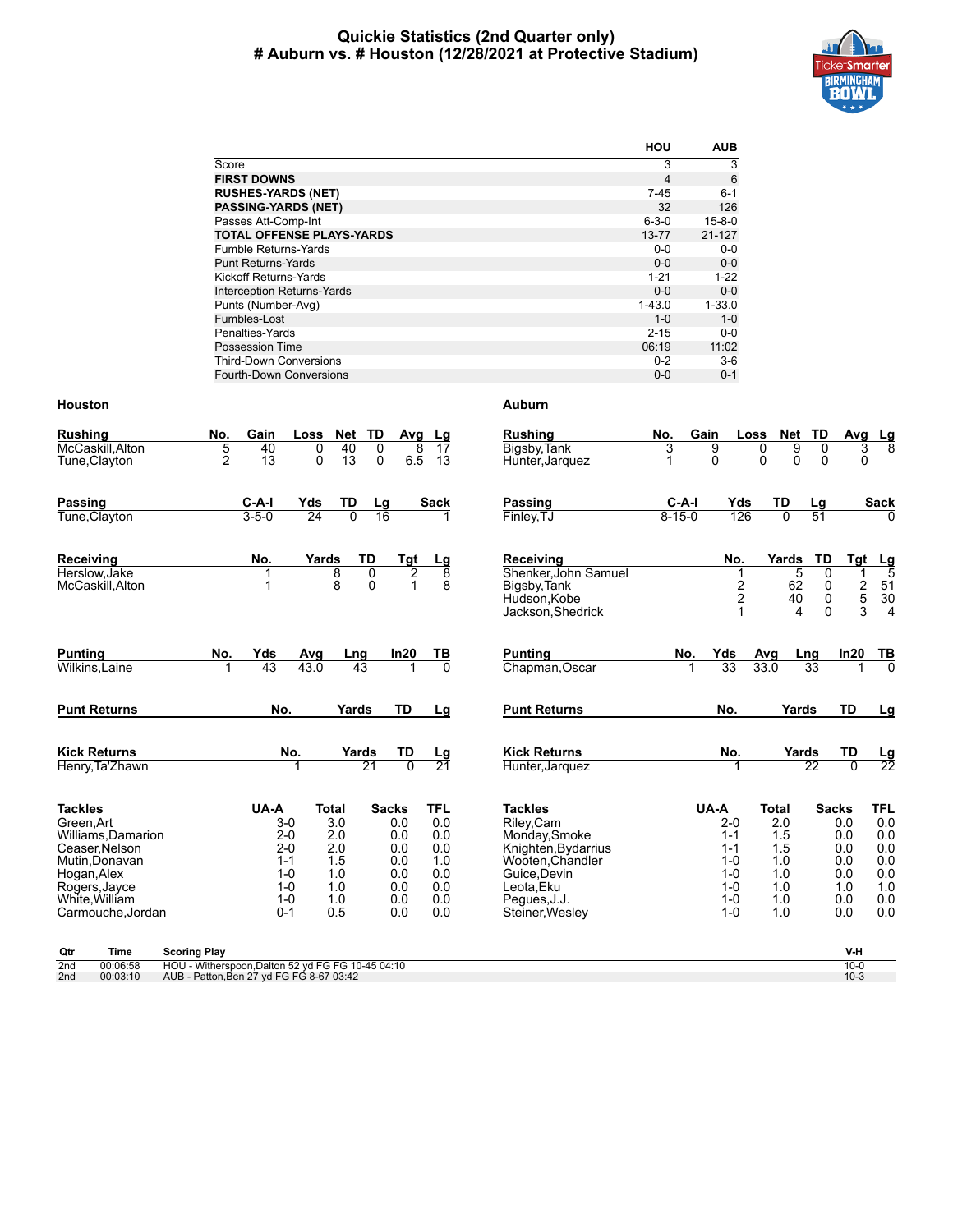# Quickie Statistics (2nd Quarter only)
## # Auburn vs. # Houston (12/28/2021 at Protective Stadium)

| | HOU | AUB |
|---|---|---|
| Score | 3 | 3 |
| **FIRST DOWNS** | 4 | 6 |
| **RUSHES-YARDS (NET)** | 7-45 | 6-1 |
| **PASSING-YARDS (NET)** | 32 | 126 |
| Passes Att-Comp-Int | 6-3-0 | 15-8-0 |
| **TOTAL OFFENSE PLAYS-YARDS** | 13-77 | 21-127 |
| Fumble Returns-Yards | 0-0 | 0-0 |
| Punt Returns-Yards | 0-0 | 0-0 |
| Kickoff Returns-Yards | 1-21 | 1-22 |
| Interception Returns-Yards | 0-0 | 0-0 |
| Punts (Number-Avg) | 1-43.0 | 1-33.0 |
| Fumbles-Lost | 1-0 | 1-0 |
| Penalties-Yards | 2-15 | 0-0 |
| Possession Time | 06:19 | 11:02 |
| Third-Down Conversions | 0-2 | 3-6 |
| Fourth-Down Conversions | 0-0 | 0-1 |

### Houston

| Rushing | No. | Gain | Loss | Net | TD | Avg | Lg |
|---|---|---|---|---|---|---|---|
| McCaskill,Alton | 5 | 40 | 0 | 40 | 0 | 8 | 17 |
| Tune,Clayton | 2 | 13 | 0 | 13 | 0 | 6.5 | 13 |

| Passing | C-A-I | Yds | TD | Lg | Sack |
|---|---|---|---|---|---|
| Tune,Clayton | 3-5-0 | 24 | 0 | 16 | 1 |

| Receiving | No. | Yards | TD | Tgt | Lg |
|---|---|---|---|---|---|
| Herslow,Jake | 1 | 8 | 0 | 2 | 8 |
| McCaskill,Alton | 1 | 8 | 0 | 1 | 8 |

| Punting | No. | Yds | Avg | Lng | In20 | TB |
|---|---|---|---|---|---|---|
| Wilkins,Laine | 1 | 43 | 43.0 | 43 | 1 | 0 |

| Punt Returns | No. | Yards | TD | Lg |
|---|---|---|---|---|

| Kick Returns | No. | Yards | TD | Lg |
|---|---|---|---|---|
| Henry,Ta'Zhawn | 1 | 21 | 0 | 21 |

| Tackles | UA-A | Total | Sacks | TFL |
|---|---|---|---|---|
| Green,Art | 3-0 | 3.0 | 0.0 | 0.0 |
| Williams,Damarion | 2-0 | 2.0 | 0.0 | 0.0 |
| Ceaser,Nelson | 2-0 | 2.0 | 0.0 | 0.0 |
| Mutin,Donavan | 1-1 | 1.5 | 0.0 | 1.0 |
| Hogan,Alex | 1-0 | 1.0 | 0.0 | 0.0 |
| Rogers,Jayce | 1-0 | 1.0 | 0.0 | 0.0 |
| White,William | 1-0 | 1.0 | 0.0 | 0.0 |
| Carmouche,Jordan | 0-1 | 0.5 | 0.0 | 0.0 |

### Auburn

| Rushing | No. | Gain | Loss | Net | TD | Avg | Lg |
|---|---|---|---|---|---|---|---|
| Bigsby,Tank | 3 | 9 | 0 | 9 | 0 | 3 | 8 |
| Hunter,Jarquez | 1 | 0 | 0 | 0 | 0 | 0 | |

| Passing | C-A-I | Yds | TD | Lg | Sack |
|---|---|---|---|---|---|
| Finley,TJ | 8-15-0 | 126 | 0 | 51 | 0 |

| Receiving | No. | Yards | TD | Tgt | Lg |
|---|---|---|---|---|---|
| Shenker,John Samuel | 1 | 5 | 0 | 1 | 5 |
| Bigsby,Tank | 2 | 62 | 0 | 2 | 51 |
| Hudson,Kobe | 2 | 40 | 0 | 5 | 30 |
| Jackson,Shedrick | 1 | 4 | 0 | 3 | 4 |

| Punting | No. | Yds | Avg | Lng | In20 | TB |
|---|---|---|---|---|---|---|
| Chapman,Oscar | 1 | 33 | 33.0 | 33 | 1 | 0 |

| Punt Returns | No. | Yards | TD | Lg |
|---|---|---|---|---|

| Kick Returns | No. | Yards | TD | Lg |
|---|---|---|---|---|
| Hunter,Jarquez | 1 | 22 | 0 | 22 |

| Tackles | UA-A | Total | Sacks | TFL |
|---|---|---|---|---|
| Riley,Cam | 2-0 | 2.0 | 0.0 | 0.0 |
| Monday,Smoke | 1-1 | 1.5 | 0.0 | 0.0 |
| Knighten,Bydarrius | 1-1 | 1.5 | 0.0 | 0.0 |
| Wooten,Chandler | 1-0 | 1.0 | 0.0 | 0.0 |
| Guice,Devin | 1-0 | 1.0 | 0.0 | 0.0 |
| Leota,Eku | 1-0 | 1.0 | 1.0 | 1.0 |
| Pegues,J.J. | 1-0 | 1.0 | 0.0 | 0.0 |
| Steiner,Wesley | 1-0 | 1.0 | 0.0 | 0.0 |

| Qtr | Time | Scoring Play | V-H |
|---|---|---|---|
| 2nd | 00:06:58 | HOU - Witherspoon,Dalton 52 yd FG FG 10-45 04:10 | 10-0 |
| 2nd | 00:03:10 | AUB - Patton,Ben 27 yd FG FG 8-67 03:42 | 10-3 |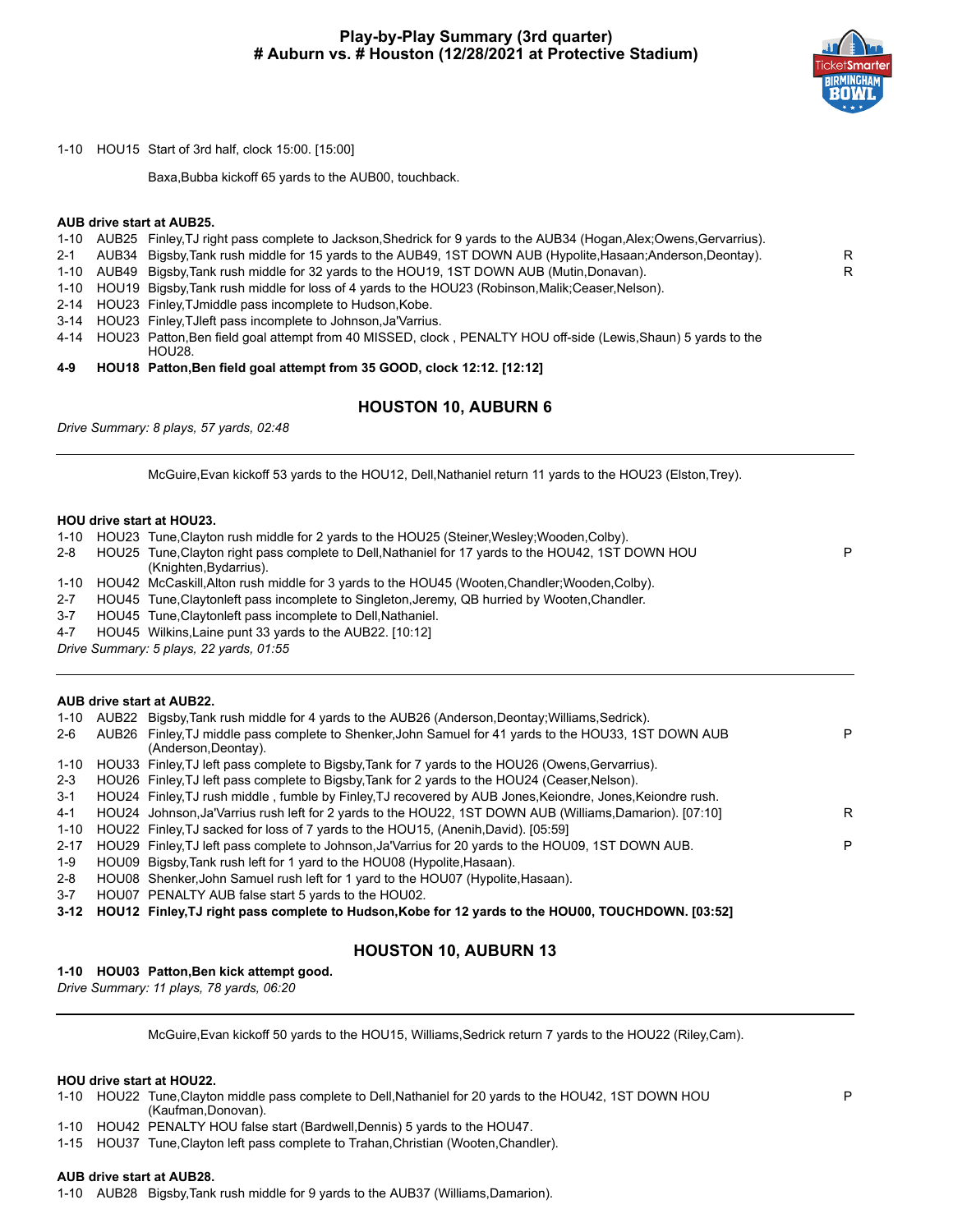# Play-by-Play Summary (3rd quarter)
## # Auburn vs. # Houston (12/28/2021 at Protective Stadium)

1-10 HOU15 Start of 3rd half, clock 15:00. [15:00]

Baxa,Bubba kickoff 65 yards to the AUB00, touchback.

**AUB drive start at AUB25.**

| | | | |
|---|---|---|---|
| 1-10 | AUB25 | Finley,TJ right pass complete to Jackson,Shedrick for 9 yards to the AUB34 (Hogan,Alex;Owens,Gervarrius). | |
| 2-1 | AUB34 | Bigsby,Tank rush middle for 15 yards to the AUB49, 1ST DOWN AUB (Hypolite,Hasaan;Anderson,Deontay). | R |
| 1-10 | AUB49 | Bigsby,Tank rush middle for 32 yards to the HOU19, 1ST DOWN AUB (Mutin,Donavan). | R |
| 1-10 | HOU19 | Bigsby,Tank rush middle for loss of 4 yards to the HOU23 (Robinson,Malik;Ceaser,Nelson). | |
| 2-14 | HOU23 | Finley,TJmiddle pass incomplete to Hudson,Kobe. | |
| 3-14 | HOU23 | Finley,TJleft pass incomplete to Johnson,Ja'Varrius. | |
| 4-14 | HOU23 | Patton,Ben field goal attempt from 40 MISSED, clock , PENALTY HOU off-side (Lewis,Shaun) 5 yards to the HOU28. | |
| **4-9** | **HOU18** | **Patton,Ben field goal attempt from 35 GOOD, clock 12:12. [12:12]** | |

### HOUSTON 10, AUBURN 6

*Drive Summary: 8 plays, 57 yards, 02:48*

---

McGuire,Evan kickoff 53 yards to the HOU12, Dell,Nathaniel return 11 yards to the HOU23 (Elston,Trey).

**HOU drive start at HOU23.**

| | | | |
|---|---|---|---|
| 1-10 | HOU23 | Tune,Clayton rush middle for 2 yards to the HOU25 (Steiner,Wesley;Wooden,Colby). | |
| 2-8 | HOU25 | Tune,Clayton right pass complete to Dell,Nathaniel for 17 yards to the HOU42, 1ST DOWN HOU (Knighten,Bydarrius). | P |
| 1-10 | HOU42 | McCaskill,Alton rush middle for 3 yards to the HOU45 (Wooten,Chandler;Wooden,Colby). | |
| 2-7 | HOU45 | Tune,Claytonleft pass incomplete to Singleton,Jeremy, QB hurried by Wooten,Chandler. | |
| 3-7 | HOU45 | Tune,Claytonleft pass incomplete to Dell,Nathaniel. | |
| 4-7 | HOU45 | Wilkins,Laine punt 33 yards to the AUB22. [10:12] | |

*Drive Summary: 5 plays, 22 yards, 01:55*

---

**AUB drive start at AUB22.**

| | | | |
|---|---|---|---|
| 1-10 | AUB22 | Bigsby,Tank rush middle for 4 yards to the AUB26 (Anderson,Deontay;Williams,Sedrick). | |
| 2-6 | AUB26 | Finley,TJ middle pass complete to Shenker,John Samuel for 41 yards to the HOU33, 1ST DOWN AUB (Anderson,Deontay). | P |
| 1-10 | HOU33 | Finley,TJ left pass complete to Bigsby,Tank for 7 yards to the HOU26 (Owens,Gervarrius). | |
| 2-3 | HOU26 | Finley,TJ left pass complete to Bigsby,Tank for 2 yards to the HOU24 (Ceaser,Nelson). | |
| 3-1 | HOU24 | Finley,TJ rush middle , fumble by Finley,TJ recovered by AUB Jones,Keiondre, Jones,Keiondre rush. | |
| 4-1 | HOU24 | Johnson,Ja'Varrius rush left for 2 yards to the HOU22, 1ST DOWN AUB (Williams,Damarion). [07:10] | R |
| 1-10 | HOU22 | Finley,TJ sacked for loss of 7 yards to the HOU15, (Anenih,David). [05:59] | |
| 2-17 | HOU29 | Finley,TJ left pass complete to Johnson,Ja'Varrius for 20 yards to the HOU09, 1ST DOWN AUB. | P |
| 1-9 | HOU09 | Bigsby,Tank rush left for 1 yard to the HOU08 (Hypolite,Hasaan). | |
| 2-8 | HOU08 | Shenker,John Samuel rush left for 1 yard to the HOU07 (Hypolite,Hasaan). | |
| 3-7 | HOU07 | PENALTY AUB false start 5 yards to the HOU02. | |
| **3-12** | **HOU12** | **Finley,TJ right pass complete to Hudson,Kobe for 12 yards to the HOU00, TOUCHDOWN. [03:52]** | |

### HOUSTON 10, AUBURN 13

**1-10 HOU03 Patton,Ben kick attempt good.**

*Drive Summary: 11 plays, 78 yards, 06:20*

---

McGuire,Evan kickoff 50 yards to the HOU15, Williams,Sedrick return 7 yards to the HOU22 (Riley,Cam).

**HOU drive start at HOU22.**

| | | | |
|---|---|---|---|
| 1-10 | HOU22 | Tune,Clayton middle pass complete to Dell,Nathaniel for 20 yards to the HOU42, 1ST DOWN HOU (Kaufman,Donovan). | P |
| 1-10 | HOU42 | PENALTY HOU false start (Bardwell,Dennis) 5 yards to the HOU47. | |
| 1-15 | HOU37 | Tune,Clayton left pass complete to Trahan,Christian (Wooten,Chandler). | |

**AUB drive start at AUB28.**

| | | | |
|---|---|---|---|
| 1-10 | AUB28 | Bigsby,Tank rush middle for 9 yards to the AUB37 (Williams,Damarion). | |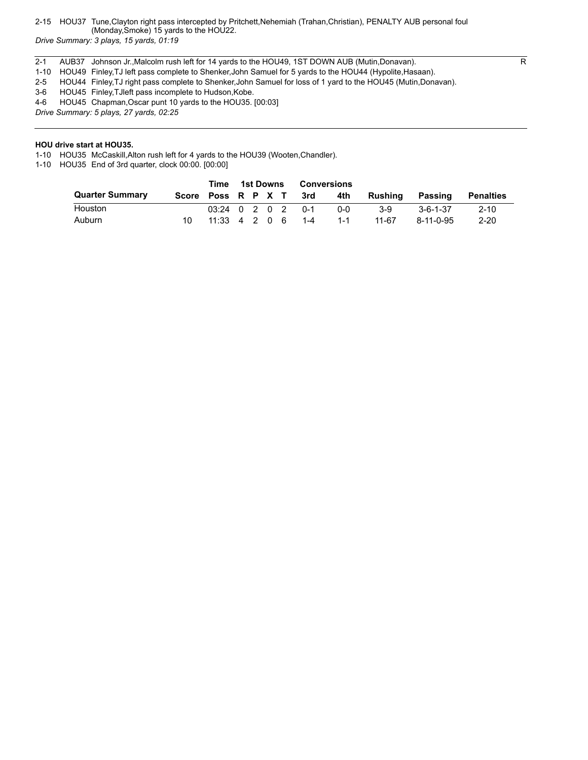2-15 HOU37 Tune,Clayton right pass intercepted by Pritchett,Nehemiah (Trahan,Christian), PENALTY AUB personal foul (Monday,Smoke) 15 yards to the HOU22.

*Drive Summary: 3 plays, 15 yards, 01:19*

---

2-1 AUB37 Johnson Jr.,Malcolm rush left for 14 yards to the HOU49, 1ST DOWN AUB (Mutin,Donavan). R

1-10 HOU49 Finley,TJ left pass complete to Shenker,John Samuel for 5 yards to the HOU44 (Hypolite,Hasaan).

2-5 HOU44 Finley,TJ right pass complete to Shenker,John Samuel for loss of 1 yard to the HOU45 (Mutin,Donavan).

3-6 HOU45 Finley,TJleft pass incomplete to Hudson,Kobe.

4-6 HOU45 Chapman,Oscar punt 10 yards to the HOU35. [00:03]

*Drive Summary: 5 plays, 27 yards, 02:25*

---

**HOU drive start at HOU35.**

1-10 HOU35 McCaskill,Alton rush left for 4 yards to the HOU39 (Wooten,Chandler).

1-10 HOU35 End of 3rd quarter, clock 00:00. [00:00]

| | | Time | 1st Downs | | | | Conversions | | | | |
|---|---|---|---|---|---|---|---|---|---|---|---|
| **Quarter Summary** | **Score** | **Poss** | **R** | **P** | **X** | **T** | **3rd** | **4th** | **Rushing** | **Passing** | **Penalties** |
| Houston | | 03:24 | 0 | 2 | 0 | 2 | 0-1 | 0-0 | 3-9 | 3-6-1-37 | 2-10 |
| Auburn | 10 | 11:33 | 4 | 2 | 0 | 6 | 1-4 | 1-1 | 11-67 | 8-11-0-95 | 2-20 |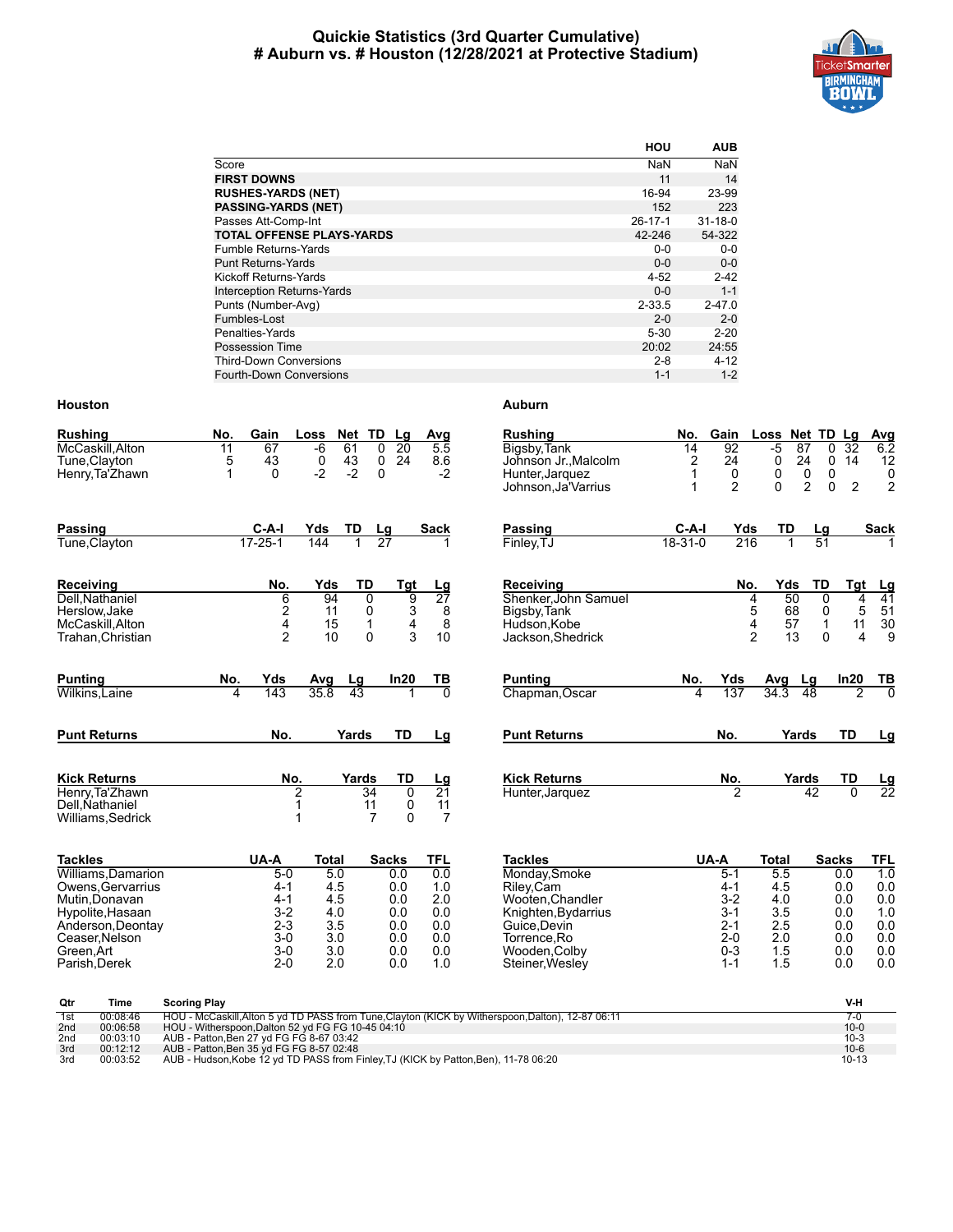# Quickie Statistics (3rd Quarter Cumulative)
## # Auburn vs. # Houston (12/28/2021 at Protective Stadium)

| | HOU | AUB |
|---|---|---|
| Score | NaN | NaN |
| **FIRST DOWNS** | 11 | 14 |
| **RUSHES-YARDS (NET)** | 16-94 | 23-99 |
| **PASSING-YARDS (NET)** | 152 | 223 |
| Passes Att-Comp-Int | 26-17-1 | 31-18-0 |
| **TOTAL OFFENSE PLAYS-YARDS** | 42-246 | 54-322 |
| Fumble Returns-Yards | 0-0 | 0-0 |
| Punt Returns-Yards | 0-0 | 0-0 |
| Kickoff Returns-Yards | 4-52 | 2-42 |
| Interception Returns-Yards | 0-0 | 1-1 |
| Punts (Number-Avg) | 2-33.5 | 2-47.0 |
| Fumbles-Lost | 2-0 | 2-0 |
| Penalties-Yards | 5-30 | 2-20 |
| Possession Time | 20:02 | 24:55 |
| Third-Down Conversions | 2-8 | 4-12 |
| Fourth-Down Conversions | 1-1 | 1-2 |

### Houston

| Rushing | No. | Gain | Loss | Net | TD | Lg | Avg |
|---|---|---|---|---|---|---|---|
| McCaskill,Alton | 11 | 67 | -6 | 61 | 0 | 20 | 5.5 |
| Tune,Clayton | 5 | 43 | 0 | 43 | 0 | 24 | 8.6 |
| Henry,Ta'Zhawn | 1 | 0 | -2 | -2 | 0 | | -2 |

| Passing | C-A-I | Yds | TD | Lg | Sack |
|---|---|---|---|---|---|
| Tune,Clayton | 17-25-1 | 144 | 1 | 27 | 1 |

| Receiving | No. | Yds | TD | Tgt | Lg |
|---|---|---|---|---|---|
| Dell,Nathaniel | 6 | 94 | 0 | 9 | 27 |
| Herslow,Jake | 2 | 11 | 0 | 3 | 8 |
| McCaskill,Alton | 4 | 15 | 1 | 4 | 8 |
| Trahan,Christian | 2 | 10 | 0 | 3 | 10 |

| Punting | No. | Yds | Avg | Lg | In20 | TB |
|---|---|---|---|---|---|---|
| Wilkins,Laine | 4 | 143 | 35.8 | 43 | 1 | 0 |

| Punt Returns | No. | Yards | TD | Lg |
|---|---|---|---|---|

| Kick Returns | No. | Yards | TD | Lg |
|---|---|---|---|---|
| Henry,Ta'Zhawn | 2 | 34 | 0 | 21 |
| Dell,Nathaniel | 1 | 11 | 0 | 11 |
| Williams,Sedrick | 1 | 7 | 0 | 7 |

| Tackles | UA-A | Total | Sacks | TFL |
|---|---|---|---|---|
| Williams,Damarion | 5-0 | 5.0 | 0.0 | 0.0 |
| Owens,Gervarrius | 4-1 | 4.5 | 0.0 | 1.0 |
| Mutin,Donavan | 4-1 | 4.5 | 0.0 | 2.0 |
| Hypolite,Hasaan | 3-2 | 4.0 | 0.0 | 0.0 |
| Anderson,Deontay | 2-3 | 3.5 | 0.0 | 0.0 |
| Ceaser,Nelson | 3-0 | 3.0 | 0.0 | 0.0 |
| Green,Art | 3-0 | 3.0 | 0.0 | 0.0 |
| Parish,Derek | 2-0 | 2.0 | 0.0 | 1.0 |

### Auburn

| Rushing | No. | Gain | Loss | Net | TD | Lg | Avg |
|---|---|---|---|---|---|---|---|
| Bigsby,Tank | 14 | 92 | -5 | 87 | 0 | 32 | 6.2 |
| Johnson Jr.,Malcolm | 2 | 24 | 0 | 24 | 0 | 14 | 12 |
| Hunter,Jarquez | 1 | 0 | 0 | 0 | 0 | | 0 |
| Johnson,Ja'Varrius | 1 | 2 | 0 | 2 | 0 | 2 | 2 |

| Passing | C-A-I | Yds | TD | Lg | Sack |
|---|---|---|---|---|---|
| Finley,TJ | 18-31-0 | 216 | 1 | 51 | 1 |

| Receiving | No. | Yds | TD | Tgt | Lg |
|---|---|---|---|---|---|
| Shenker,John Samuel | 4 | 50 | 0 | 4 | 41 |
| Bigsby,Tank | 5 | 68 | 0 | 5 | 51 |
| Hudson,Kobe | 4 | 57 | 1 | 11 | 30 |
| Jackson,Shedrick | 2 | 13 | 0 | 4 | 9 |

| Punting | No. | Yds | Avg | Lg | In20 | TB |
|---|---|---|---|---|---|---|
| Chapman,Oscar | 4 | 137 | 34.3 | 48 | 2 | 0 |

| Punt Returns | No. | Yards | TD | Lg |
|---|---|---|---|---|

| Kick Returns | No. | Yards | TD | Lg |
|---|---|---|---|---|
| Hunter,Jarquez | 2 | 42 | 0 | 22 |

| Tackles | UA-A | Total | Sacks | TFL |
|---|---|---|---|---|
| Monday,Smoke | 5-1 | 5.5 | 0.0 | 1.0 |
| Riley,Cam | 4-1 | 4.5 | 0.0 | 0.0 |
| Wooten,Chandler | 3-2 | 4.0 | 0.0 | 0.0 |
| Knighten,Bydarrius | 3-1 | 3.5 | 0.0 | 1.0 |
| Guice,Devin | 2-1 | 2.5 | 0.0 | 0.0 |
| Torrence,Ro | 2-0 | 2.0 | 0.0 | 0.0 |
| Wooden,Colby | 0-3 | 1.5 | 0.0 | 0.0 |
| Steiner,Wesley | 1-1 | 1.5 | 0.0 | 0.0 |

| Qtr | Time | Scoring Play | V-H |
|---|---|---|---|
| 1st | 00:08:46 | HOU - McCaskill,Alton 5 yd TD PASS from Tune,Clayton (KICK by Witherspoon,Dalton), 12-87 06:11 | 7-0 |
| 2nd | 00:06:58 | HOU - Witherspoon,Dalton 52 yd FG FG 10-45 04:10 | 10-0 |
| 2nd | 00:03:10 | AUB - Patton,Ben 27 yd FG FG 8-67 03:42 | 10-3 |
| 3rd | 00:12:12 | AUB - Patton,Ben 35 yd FG FG 8-57 02:48 | 10-6 |
| 3rd | 00:03:52 | AUB - Hudson,Kobe 12 yd TD PASS from Finley,TJ (KICK by Patton,Ben), 11-78 06:20 | 10-13 |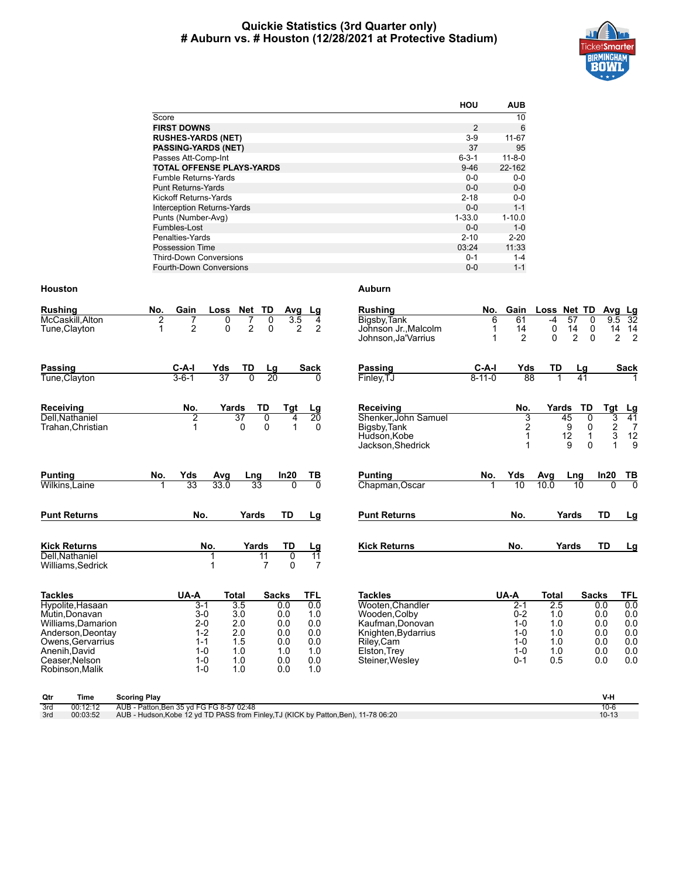# Quickie Statistics (3rd Quarter only)
# # Auburn vs. # Houston (12/28/2021 at Protective Stadium)

| | HOU | AUB |
|---|---|---|
| Score | | 10 |
| **FIRST DOWNS** | 2 | 6 |
| **RUSHES-YARDS (NET)** | 3-9 | 11-67 |
| **PASSING-YARDS (NET)** | 37 | 95 |
| Passes Att-Comp-Int | 6-3-1 | 11-8-0 |
| **TOTAL OFFENSE PLAYS-YARDS** | 9-46 | 22-162 |
| Fumble Returns-Yards | 0-0 | 0-0 |
| Punt Returns-Yards | 0-0 | 0-0 |
| Kickoff Returns-Yards | 2-18 | 0-0 |
| Interception Returns-Yards | 0-0 | 1-1 |
| Punts (Number-Avg) | 1-33.0 | 1-10.0 |
| Fumbles-Lost | 0-0 | 1-0 |
| Penalties-Yards | 2-10 | 2-20 |
| Possession Time | 03:24 | 11:33 |
| Third-Down Conversions | 0-1 | 1-4 |
| Fourth-Down Conversions | 0-0 | 1-1 |

## Houston

| Rushing | No. | Gain | Loss | Net | TD | Avg | Lg |
|---|---|---|---|---|---|---|---|
| McCaskill,Alton | 2 | 7 | 0 | 7 | 0 | 3.5 | 4 |
| Tune,Clayton | 1 | 2 | 0 | 2 | 0 | 2 | 2 |

| Passing | C-A-I | Yds | TD | Lg | Sack |
|---|---|---|---|---|---|
| Tune,Clayton | 3-6-1 | 37 | 0 | 20 | 0 |

| Receiving | No. | Yards | TD | Tgt | Lg |
|---|---|---|---|---|---|
| Dell,Nathaniel | 2 | 37 | 0 | 4 | 20 |
| Trahan,Christian | 1 | 0 | 0 | 1 | 0 |

| Punting | No. | Yds | Avg | Lng | In20 | TB |
|---|---|---|---|---|---|---|
| Wilkins,Laine | 1 | 33 | 33.0 | 33 | 0 | 0 |

| Punt Returns | No. | Yards | TD | Lg |
|---|---|---|---|---|

| Kick Returns | No. | Yards | TD | Lg |
|---|---|---|---|---|
| Dell,Nathaniel | 1 | 11 | 0 | 11 |
| Williams,Sedrick | 1 | 7 | 0 | 7 |

| Tackles | UA-A | Total | Sacks | TFL |
|---|---|---|---|---|
| Hypolite,Hasaan | 3-1 | 3.5 | 0.0 | 0.0 |
| Mutin,Donavan | 3-0 | 3.0 | 0.0 | 1.0 |
| Williams,Damarion | 2-0 | 2.0 | 0.0 | 0.0 |
| Anderson,Deontay | 1-2 | 2.0 | 0.0 | 0.0 |
| Owens,Gervarrius | 1-1 | 1.5 | 0.0 | 0.0 |
| Anenih,David | 1-0 | 1.0 | 1.0 | 1.0 |
| Ceaser,Nelson | 1-0 | 1.0 | 0.0 | 0.0 |
| Robinson,Malik | 1-0 | 1.0 | 0.0 | 1.0 |

## Auburn

| Rushing | No. | Gain | Loss | Net | TD | Avg | Lg |
|---|---|---|---|---|---|---|---|
| Bigsby,Tank | 6 | 61 | -4 | 57 | 0 | 9.5 | 32 |
| Johnson Jr.,Malcolm | 1 | 14 | 0 | 14 | 0 | 14 | 14 |
| Johnson,Ja'Varrius | 1 | 2 | 0 | 2 | 0 | 2 | 2 |

| Passing | C-A-I | Yds | TD | Lg | Sack |
|---|---|---|---|---|---|
| Finley,TJ | 8-11-0 | 88 | 1 | 41 | 1 |

| Receiving | No. | Yards | TD | Tgt | Lg |
|---|---|---|---|---|---|
| Shenker,John Samuel | 3 | 45 | 0 | 3 | 41 |
| Bigsby,Tank | 2 | 9 | 0 | 2 | 7 |
| Hudson,Kobe | 1 | 12 | 1 | 3 | 12 |
| Jackson,Shedrick | 1 | 9 | 0 | 1 | 9 |

| Punting | No. | Yds | Avg | Lng | In20 | TB |
|---|---|---|---|---|---|---|
| Chapman,Oscar | 1 | 10 | 10.0 | 10 | 0 | 0 |

| Punt Returns | No. | Yards | TD | Lg |
|---|---|---|---|---|

| Kick Returns | No. | Yards | TD | Lg |
|---|---|---|---|---|

| Tackles | UA-A | Total | Sacks | TFL |
|---|---|---|---|---|
| Wooten,Chandler | 2-1 | 2.5 | 0.0 | 0.0 |
| Wooden,Colby | 0-2 | 1.0 | 0.0 | 0.0 |
| Kaufman,Donovan | 1-0 | 1.0 | 0.0 | 0.0 |
| Knighten,Bydarrius | 1-0 | 1.0 | 0.0 | 0.0 |
| Riley,Cam | 1-0 | 1.0 | 0.0 | 0.0 |
| Elston,Trey | 1-0 | 1.0 | 0.0 | 0.0 |
| Steiner,Wesley | 0-1 | 0.5 | 0.0 | 0.0 |

| Qtr | Time | Scoring Play | V-H |
|---|---|---|---|
| 3rd | 00:12:12 | AUB - Patton,Ben 35 yd FG FG 8-57 02:48 | 10-6 |
| 3rd | 00:03:52 | AUB - Hudson,Kobe 12 yd TD PASS from Finley,TJ (KICK by Patton,Ben), 11-78 06:20 | 10-13 |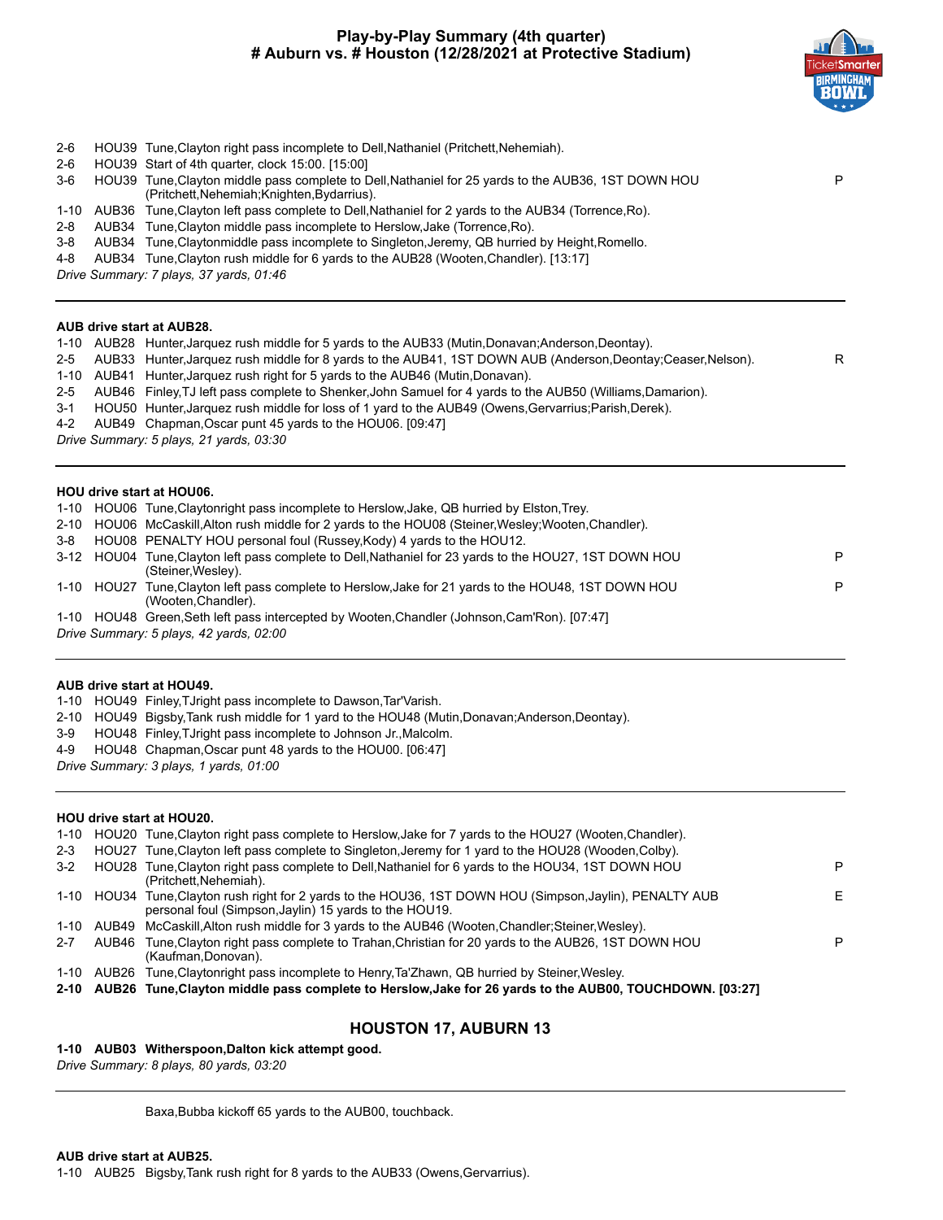# Play-by-Play Summary (4th quarter)
## # Auburn vs. # Houston (12/28/2021 at Protective Stadium)

| | | | |
|---|---|---|---|
| 2-6 | HOU39 | Tune,Clayton right pass incomplete to Dell,Nathaniel (Pritchett,Nehemiah). | |
| 2-6 | HOU39 | Start of 4th quarter, clock 15:00. [15:00] | |
| 3-6 | HOU39 | Tune,Clayton middle pass complete to Dell,Nathaniel for 25 yards to the AUB36, 1ST DOWN HOU (Pritchett,Nehemiah;Knighten,Bydarrius). | P |
| 1-10 | AUB36 | Tune,Clayton left pass complete to Dell,Nathaniel for 2 yards to the AUB34 (Torrence,Ro). | |
| 2-8 | AUB34 | Tune,Clayton middle pass incomplete to Herslow,Jake (Torrence,Ro). | |
| 3-8 | AUB34 | Tune,Claytonmiddle pass incomplete to Singleton,Jeremy, QB hurried by Height,Romello. | |
| 4-8 | AUB34 | Tune,Clayton rush middle for 6 yards to the AUB28 (Wooten,Chandler). [13:17] | |

*Drive Summary: 7 plays, 37 yards, 01:46*

---

**AUB drive start at AUB28.**

| | | | |
|---|---|---|---|
| 1-10 | AUB28 | Hunter,Jarquez rush middle for 5 yards to the AUB33 (Mutin,Donavan;Anderson,Deontay). | |
| 2-5 | AUB33 | Hunter,Jarquez rush middle for 8 yards to the AUB41, 1ST DOWN AUB (Anderson,Deontay;Ceaser,Nelson). | R |
| 1-10 | AUB41 | Hunter,Jarquez rush right for 5 yards to the AUB46 (Mutin,Donavan). | |
| 2-5 | AUB46 | Finley,TJ left pass complete to Shenker,John Samuel for 4 yards to the AUB50 (Williams,Damarion). | |
| 3-1 | HOU50 | Hunter,Jarquez rush middle for loss of 1 yard to the AUB49 (Owens,Gervarrius;Parish,Derek). | |
| 4-2 | AUB49 | Chapman,Oscar punt 45 yards to the HOU06. [09:47] | |

*Drive Summary: 5 plays, 21 yards, 03:30*

---

**HOU drive start at HOU06.**

| | | | |
|---|---|---|---|
| 1-10 | HOU06 | Tune,Claytonright pass incomplete to Herslow,Jake, QB hurried by Elston,Trey. | |
| 2-10 | HOU06 | McCaskill,Alton rush middle for 2 yards to the HOU08 (Steiner,Wesley;Wooten,Chandler). | |
| 3-8 | HOU08 | PENALTY HOU personal foul (Russey,Kody) 4 yards to the HOU12. | |
| 3-12 | HOU04 | Tune,Clayton left pass complete to Dell,Nathaniel for 23 yards to the HOU27, 1ST DOWN HOU (Steiner,Wesley). | P |
| 1-10 | HOU27 | Tune,Clayton left pass complete to Herslow,Jake for 21 yards to the HOU48, 1ST DOWN HOU (Wooten,Chandler). | P |
| 1-10 | HOU48 | Green,Seth left pass intercepted by Wooten,Chandler (Johnson,Cam'Ron). [07:47] | |

*Drive Summary: 5 plays, 42 yards, 02:00*

---

**AUB drive start at HOU49.**

| | | | |
|---|---|---|---|
| 1-10 | HOU49 | Finley,TJright pass incomplete to Dawson,Tar'Varish. | |
| 2-10 | HOU49 | Bigsby,Tank rush middle for 1 yard to the HOU48 (Mutin,Donavan;Anderson,Deontay). | |
| 3-9 | HOU48 | Finley,TJright pass incomplete to Johnson Jr.,Malcolm. | |
| 4-9 | HOU48 | Chapman,Oscar punt 48 yards to the HOU00. [06:47] | |

*Drive Summary: 3 plays, 1 yards, 01:00*

---

**HOU drive start at HOU20.**

| | | | |
|---|---|---|---|
| 1-10 | HOU20 | Tune,Clayton right pass complete to Herslow,Jake for 7 yards to the HOU27 (Wooten,Chandler). | |
| 2-3 | HOU27 | Tune,Clayton left pass complete to Singleton,Jeremy for 1 yard to the HOU28 (Wooden,Colby). | |
| 3-2 | HOU28 | Tune,Clayton right pass complete to Dell,Nathaniel for 6 yards to the HOU34, 1ST DOWN HOU (Pritchett,Nehemiah). | P |
| 1-10 | HOU34 | Tune,Clayton rush right for 2 yards to the HOU36, 1ST DOWN HOU (Simpson,Jaylin), PENALTY AUB personal foul (Simpson,Jaylin) 15 yards to the HOU19. | E |
| 1-10 | AUB49 | McCaskill,Alton rush middle for 3 yards to the AUB46 (Wooten,Chandler;Steiner,Wesley). | |
| 2-7 | AUB46 | Tune,Clayton right pass complete to Trahan,Christian for 20 yards to the AUB26, 1ST DOWN HOU (Kaufman,Donovan). | P |
| 1-10 | AUB26 | Tune,Claytonright pass incomplete to Henry,Ta'Zhawn, QB hurried by Steiner,Wesley. | |
| **2-10** | **AUB26** | **Tune,Clayton middle pass complete to Herslow,Jake for 26 yards to the AUB00, TOUCHDOWN. [03:27]** | |

## HOUSTON 17, AUBURN 13

**1-10 AUB03 Witherspoon,Dalton kick attempt good.**

*Drive Summary: 8 plays, 80 yards, 03:20*

---

Baxa,Bubba kickoff 65 yards to the AUB00, touchback.

**AUB drive start at AUB25.**

| | | |
|---|---|---|
| 1-10 | AUB25 | Bigsby,Tank rush right for 8 yards to the AUB33 (Owens,Gervarrius). |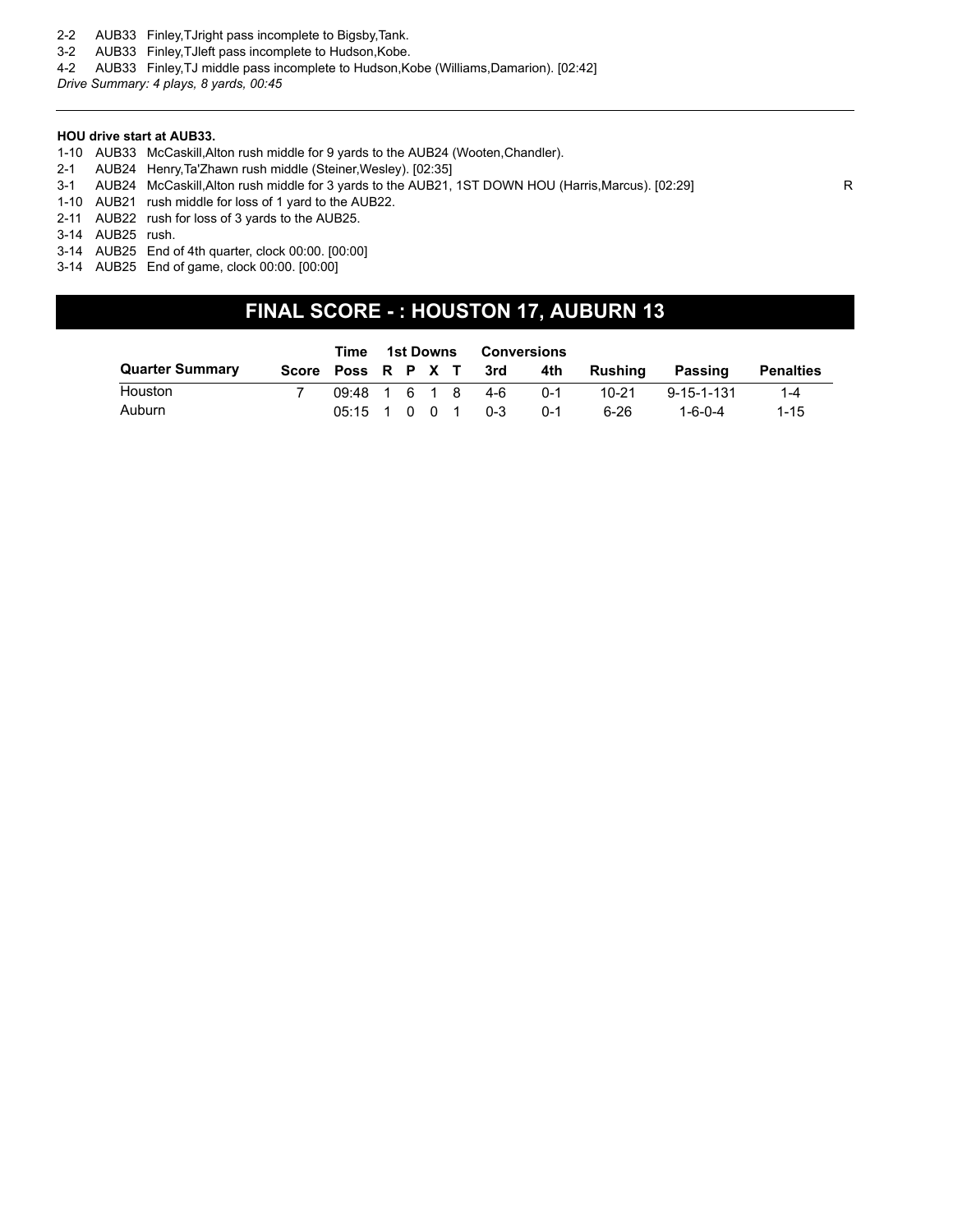2-2 AUB33 Finley,TJright pass incomplete to Bigsby,Tank.

3-2 AUB33 Finley,TJleft pass incomplete to Hudson,Kobe.

4-2 AUB33 Finley,TJ middle pass incomplete to Hudson,Kobe (Williams,Damarion). [02:42]

*Drive Summary: 4 plays, 8 yards, 00:45*

---

**HOU drive start at AUB33.**

1-10 AUB33 McCaskill,Alton rush middle for 9 yards to the AUB24 (Wooten,Chandler).

2-1 AUB24 Henry,Ta'Zhawn rush middle (Steiner,Wesley). [02:35]

3-1 AUB24 McCaskill,Alton rush middle for 3 yards to the AUB21, 1ST DOWN HOU (Harris,Marcus). [02:29] R

1-10 AUB21 rush middle for loss of 1 yard to the AUB22.

2-11 AUB22 rush for loss of 3 yards to the AUB25.

3-14 AUB25 rush.

3-14 AUB25 End of 4th quarter, clock 00:00. [00:00]

3-14 AUB25 End of game, clock 00:00. [00:00]

## FINAL SCORE - : HOUSTON 17, AUBURN 13

| Quarter Summary | Score | Time Poss | 1st Downs R | P | X | T | Conversions 3rd | 4th | Rushing | Passing | Penalties |
|---|---|---|---|---|---|---|---|---|---|---|---|
| Houston | 7 | 09:48 | 1 | 6 | 1 | 8 | 4-6 | 0-1 | 10-21 | 9-15-1-131 | 1-4 |
| Auburn | | 05:15 | 1 | 0 | 0 | 1 | 0-3 | 0-1 | 6-26 | 1-6-0-4 | 1-15 |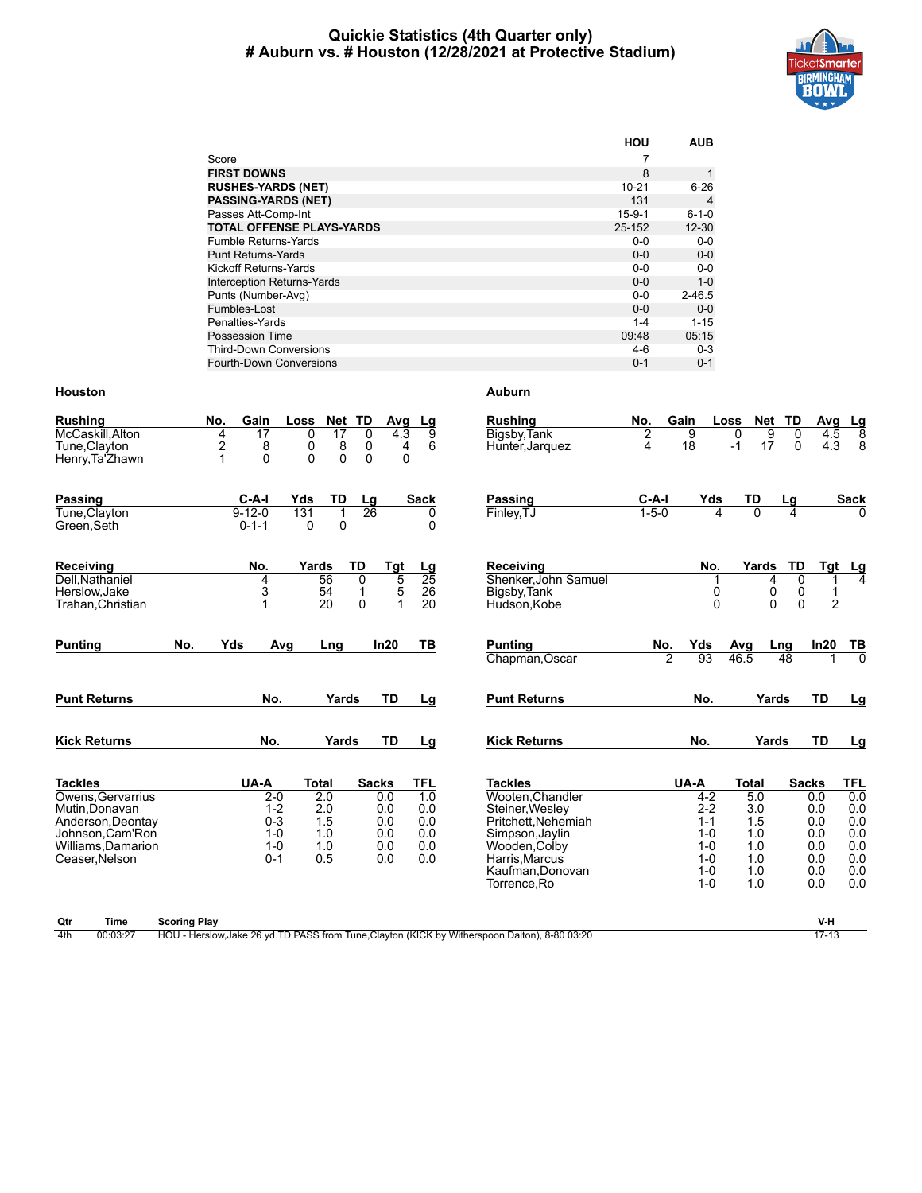# Quickie Statistics (4th Quarter only)
# # Auburn vs. # Houston (12/28/2021 at Protective Stadium)

| | HOU | AUB |
|---|---|---|
| Score | 7 | |
| **FIRST DOWNS** | 8 | 1 |
| **RUSHES-YARDS (NET)** | 10-21 | 6-26 |
| **PASSING-YARDS (NET)** | 131 | 4 |
| Passes Att-Comp-Int | 15-9-1 | 6-1-0 |
| **TOTAL OFFENSE PLAYS-YARDS** | 25-152 | 12-30 |
| Fumble Returns-Yards | 0-0 | 0-0 |
| Punt Returns-Yards | 0-0 | 0-0 |
| Kickoff Returns-Yards | 0-0 | 0-0 |
| Interception Returns-Yards | 0-0 | 1-0 |
| Punts (Number-Avg) | 0-0 | 2-46.5 |
| Fumbles-Lost | 0-0 | 0-0 |
| Penalties-Yards | 1-4 | 1-15 |
| Possession Time | 09:48 | 05:15 |
| Third-Down Conversions | 4-6 | 0-3 |
| Fourth-Down Conversions | 0-1 | 0-1 |

## Houston

| Rushing | No. | Gain | Loss | Net | TD | Avg | Lg |
|---|---|---|---|---|---|---|---|
| McCaskill,Alton | 4 | 17 | 0 | 17 | 0 | 4.3 | 9 |
| Tune,Clayton | 2 | 8 | 0 | 8 | 0 | 4 | 6 |
| Henry,Ta'Zhawn | 1 | 0 | 0 | 0 | 0 | 0 | |

| Passing | C-A-I | Yds | TD | Lg | Sack |
|---|---|---|---|---|---|
| Tune,Clayton | 9-12-0 | 131 | 1 | 26 | 0 |
| Green,Seth | 0-1-1 | 0 | 0 | | 0 |

| Receiving | No. | Yards | TD | Tgt | Lg |
|---|---|---|---|---|---|
| Dell,Nathaniel | 4 | 56 | 0 | 5 | 25 |
| Herslow,Jake | 3 | 54 | 1 | 5 | 26 |
| Trahan,Christian | 1 | 20 | 0 | 1 | 20 |

| Punting | No. | Yds | Avg | Lng | In20 | TB |
|---|---|---|---|---|---|---|

| Punt Returns | No. | Yards | TD | Lg |
|---|---|---|---|---|

| Kick Returns | No. | Yards | TD | Lg |
|---|---|---|---|---|

| Tackles | UA-A | Total | Sacks | TFL |
|---|---|---|---|---|
| Owens,Gervarrius | 2-0 | 2.0 | 0.0 | 1.0 |
| Mutin,Donavan | 1-2 | 2.0 | 0.0 | 0.0 |
| Anderson,Deontay | 0-3 | 1.5 | 0.0 | 0.0 |
| Johnson,Cam'Ron | 1-0 | 1.0 | 0.0 | 0.0 |
| Williams,Damarion | 1-0 | 1.0 | 0.0 | 0.0 |
| Ceaser,Nelson | 0-1 | 0.5 | 0.0 | 0.0 |

## Auburn

| Rushing | No. | Gain | Loss | Net | TD | Avg | Lg |
|---|---|---|---|---|---|---|---|
| Bigsby,Tank | 2 | 9 | 0 | 9 | 0 | 4.5 | 8 |
| Hunter,Jarquez | 4 | 18 | -1 | 17 | 0 | 4.3 | 8 |

| Passing | C-A-I | Yds | TD | Lg | Sack |
|---|---|---|---|---|---|
| Finley,TJ | 1-5-0 | 4 | 0 | 4 | 0 |

| Receiving | No. | Yards | TD | Tgt | Lg |
|---|---|---|---|---|---|
| Shenker,John Samuel | 1 | 4 | 0 | 1 | 4 |
| Bigsby,Tank | 0 | 0 | 0 | 1 | |
| Hudson,Kobe | 0 | 0 | 0 | 2 | |

| Punting | No. | Yds | Avg | Lng | In20 | TB |
|---|---|---|---|---|---|---|
| Chapman,Oscar | 2 | 93 | 46.5 | 48 | 1 | 0 |

| Punt Returns | No. | Yards | TD | Lg |
|---|---|---|---|---|

| Kick Returns | No. | Yards | TD | Lg |
|---|---|---|---|---|

| Tackles | UA-A | Total | Sacks | TFL |
|---|---|---|---|---|
| Wooten,Chandler | 4-2 | 5.0 | 0.0 | 0.0 |
| Steiner,Wesley | 2-2 | 3.0 | 0.0 | 0.0 |
| Pritchett,Nehemiah | 1-1 | 1.5 | 0.0 | 0.0 |
| Simpson,Jaylin | 1-0 | 1.0 | 0.0 | 0.0 |
| Wooden,Colby | 1-0 | 1.0 | 0.0 | 0.0 |
| Harris,Marcus | 1-0 | 1.0 | 0.0 | 0.0 |
| Kaufman,Donovan | 1-0 | 1.0 | 0.0 | 0.0 |
| Torrence,Ro | 1-0 | 1.0 | 0.0 | 0.0 |

| Qtr | Time | Scoring Play | V-H |
|---|---|---|---|
| 4th | 00:03:27 | HOU - Herslow,Jake 26 yd TD PASS from Tune,Clayton (KICK by Witherspoon,Dalton), 8-80 03:20 | 17-13 |